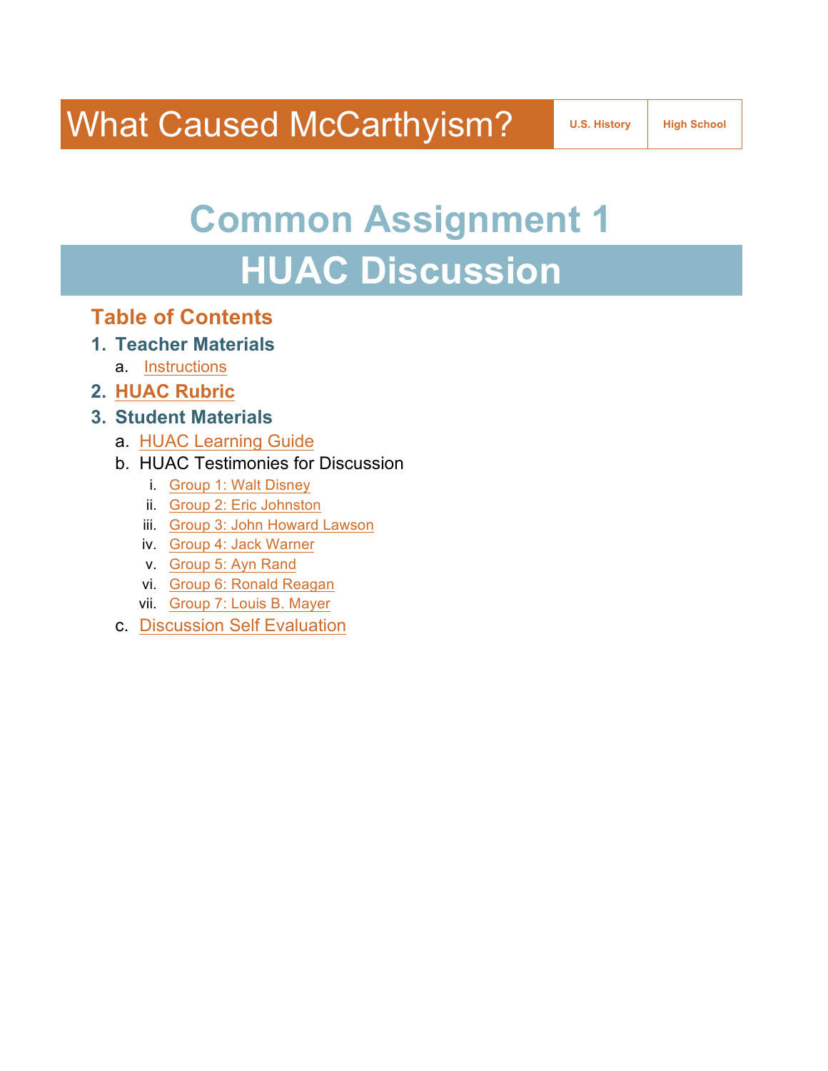# What Caused McCarthyism?

U.S. History | High School

# Common Assignment 1

# HUAC Discussion

## Table of Contents

1. **Teacher Materials**
   a. Instructions
2. **HUAC Rubric**
3. **Student Materials**
   a. HUAC Learning Guide
   b. HUAC Testimonies for Discussion
      i. Group 1: Walt Disney
      ii. Group 2: Eric Johnston
      iii. Group 3: John Howard Lawson
      iv. Group 4: Jack Warner
      v. Group 5: Ayn Rand
      vi. Group 6: Ronald Reagan
      vii. Group 7: Louis B. Mayer
   c. Discussion Self Evaluation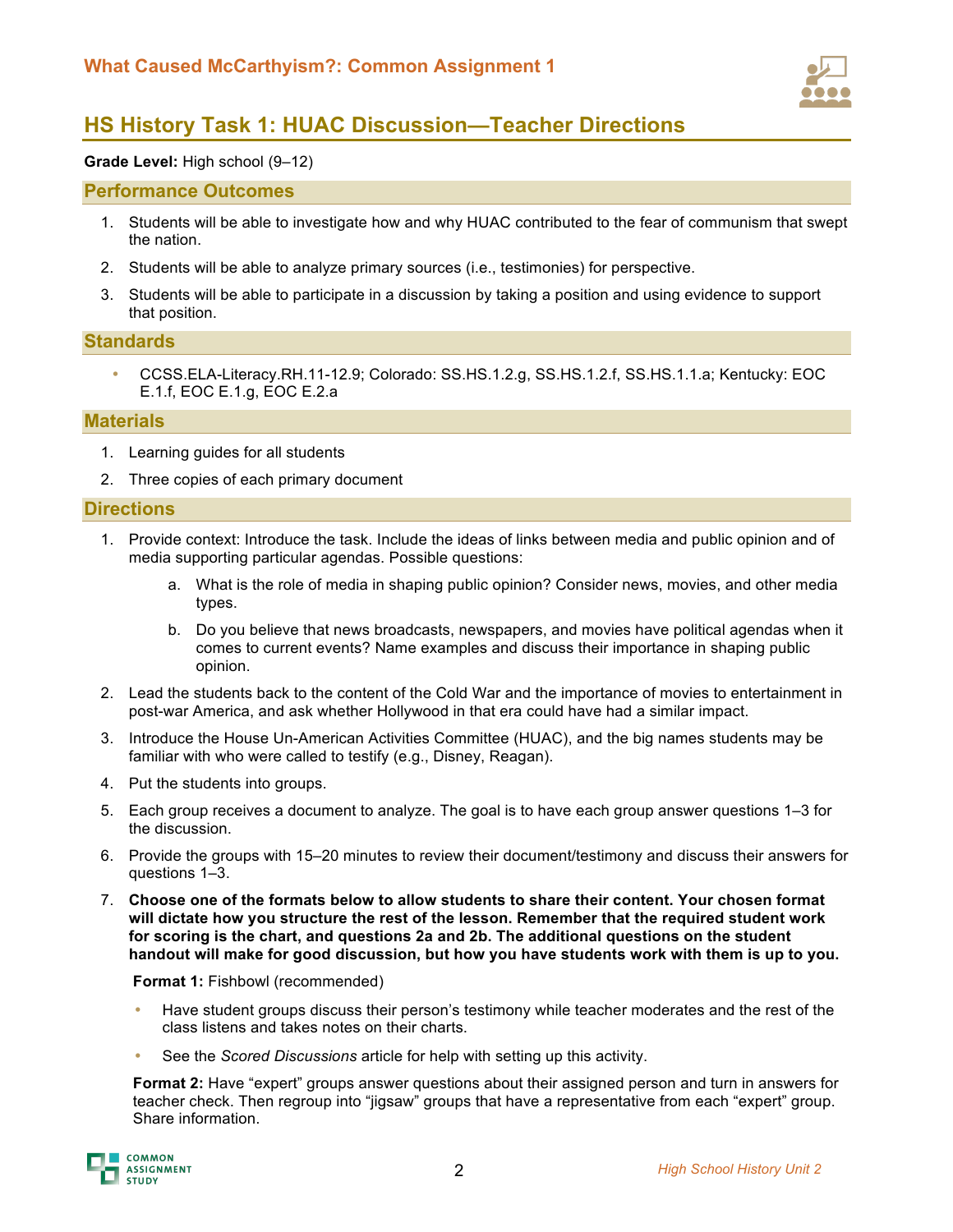# What Caused McCarthyism?: Common Assignment 1

## HS History Task 1: HUAC Discussion—Teacher Directions

**Grade Level:** High school (9–12)

### Performance Outcomes

1. Students will be able to investigate how and why HUAC contributed to the fear of communism that swept the nation.
2. Students will be able to analyze primary sources (i.e., testimonies) for perspective.
3. Students will be able to participate in a discussion by taking a position and using evidence to support that position.

### Standards

- CCSS.ELA-Literacy.RH.11-12.9; Colorado: SS.HS.1.2.g, SS.HS.1.2.f, SS.HS.1.1.a; Kentucky: EOC E.1.f, EOC E.1.g, EOC E.2.a

### Materials

1. Learning guides for all students
2. Three copies of each primary document

### Directions

1. Provide context: Introduce the task. Include the ideas of links between media and public opinion and of media supporting particular agendas. Possible questions:
   a. What is the role of media in shaping public opinion? Consider news, movies, and other media types.
   b. Do you believe that news broadcasts, newspapers, and movies have political agendas when it comes to current events? Name examples and discuss their importance in shaping public opinion.
2. Lead the students back to the content of the Cold War and the importance of movies to entertainment in post-war America, and ask whether Hollywood in that era could have had a similar impact.
3. Introduce the House Un-American Activities Committee (HUAC), and the big names students may be familiar with who were called to testify (e.g., Disney, Reagan).
4. Put the students into groups.
5. Each group receives a document to analyze. The goal is to have each group answer questions 1–3 for the discussion.
6. Provide the groups with 15–20 minutes to review their document/testimony and discuss their answers for questions 1–3.
7. **Choose one of the formats below to allow students to share their content. Your chosen format will dictate how you structure the rest of the lesson. Remember that the required student work for scoring is the chart, and questions 2a and 2b. The additional questions on the student handout will make for good discussion, but how you have students work with them is up to you.**

   **Format 1:** Fishbowl (recommended)

   - Have student groups discuss their person's testimony while teacher moderates and the rest of the class listens and takes notes on their charts.
   - See the *Scored Discussions* article for help with setting up this activity.

   **Format 2:** Have "expert" groups answer questions about their assigned person and turn in answers for teacher check. Then regroup into "jigsaw" groups that have a representative from each "expert" group. Share information.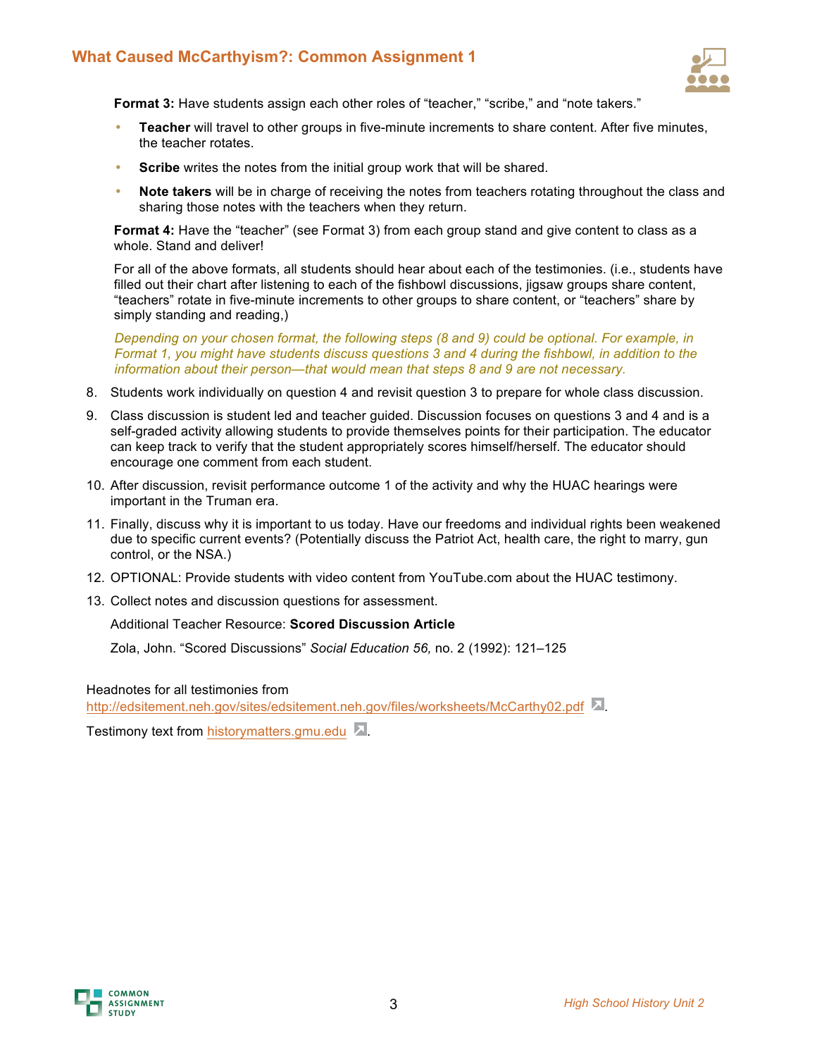**Format 3:** Have students assign each other roles of "teacher," "scribe," and "note takers."

- **Teacher** will travel to other groups in five-minute increments to share content. After five minutes, the teacher rotates.
- **Scribe** writes the notes from the initial group work that will be shared.
- **Note takers** will be in charge of receiving the notes from teachers rotating throughout the class and sharing those notes with the teachers when they return.

**Format 4:** Have the "teacher" (see Format 3) from each group stand and give content to class as a whole. Stand and deliver!

For all of the above formats, all students should hear about each of the testimonies. (i.e., students have filled out their chart after listening to each of the fishbowl discussions, jigsaw groups share content, "teachers" rotate in five-minute increments to other groups to share content, or "teachers" share by simply standing and reading,)

*Depending on your chosen format, the following steps (8 and 9) could be optional. For example, in Format 1, you might have students discuss questions 3 and 4 during the fishbowl, in addition to the information about their person—that would mean that steps 8 and 9 are not necessary.*

8. Students work individually on question 4 and revisit question 3 to prepare for whole class discussion.
9. Class discussion is student led and teacher guided. Discussion focuses on questions 3 and 4 and is a self-graded activity allowing students to provide themselves points for their participation. The educator can keep track to verify that the student appropriately scores himself/herself. The educator should encourage one comment from each student.
10. After discussion, revisit performance outcome 1 of the activity and why the HUAC hearings were important in the Truman era.
11. Finally, discuss why it is important to us today. Have our freedoms and individual rights been weakened due to specific current events? (Potentially discuss the Patriot Act, health care, the right to marry, gun control, or the NSA.)
12. OPTIONAL: Provide students with video content from YouTube.com about the HUAC testimony.
13. Collect notes and discussion questions for assessment.

    Additional Teacher Resource: **Scored Discussion Article**

    Zola, John. "Scored Discussions" *Social Education 56,* no. 2 (1992): 121–125

Headnotes for all testimonies from http://edsitement.neh.gov/sites/edsitement.neh.gov/files/worksheets/McCarthy02.pdf.

Testimony text from historymatters.gmu.edu.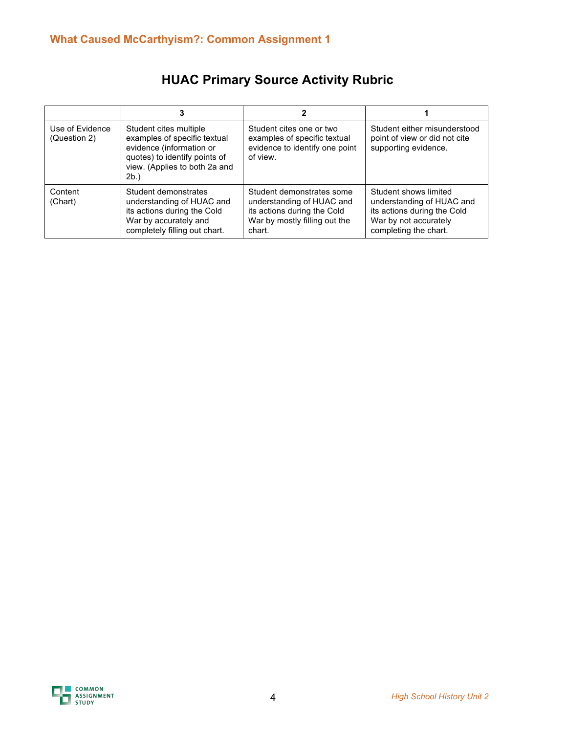## HUAC Primary Source Activity Rubric

| | 3 | 2 | 1 |
|---|---|---|---|
| Use of Evidence (Question 2) | Student cites multiple examples of specific textual evidence (information or quotes) to identify points of view. (Applies to both 2a and 2b.) | Student cites one or two examples of specific textual evidence to identify one point of view. | Student either misunderstood point of view or did not cite supporting evidence. |
| Content (Chart) | Student demonstrates understanding of HUAC and its actions during the Cold War by accurately and completely filling out chart. | Student demonstrates some understanding of HUAC and its actions during the Cold War by mostly filling out the chart. | Student shows limited understanding of HUAC and its actions during the Cold War by not accurately completing the chart. |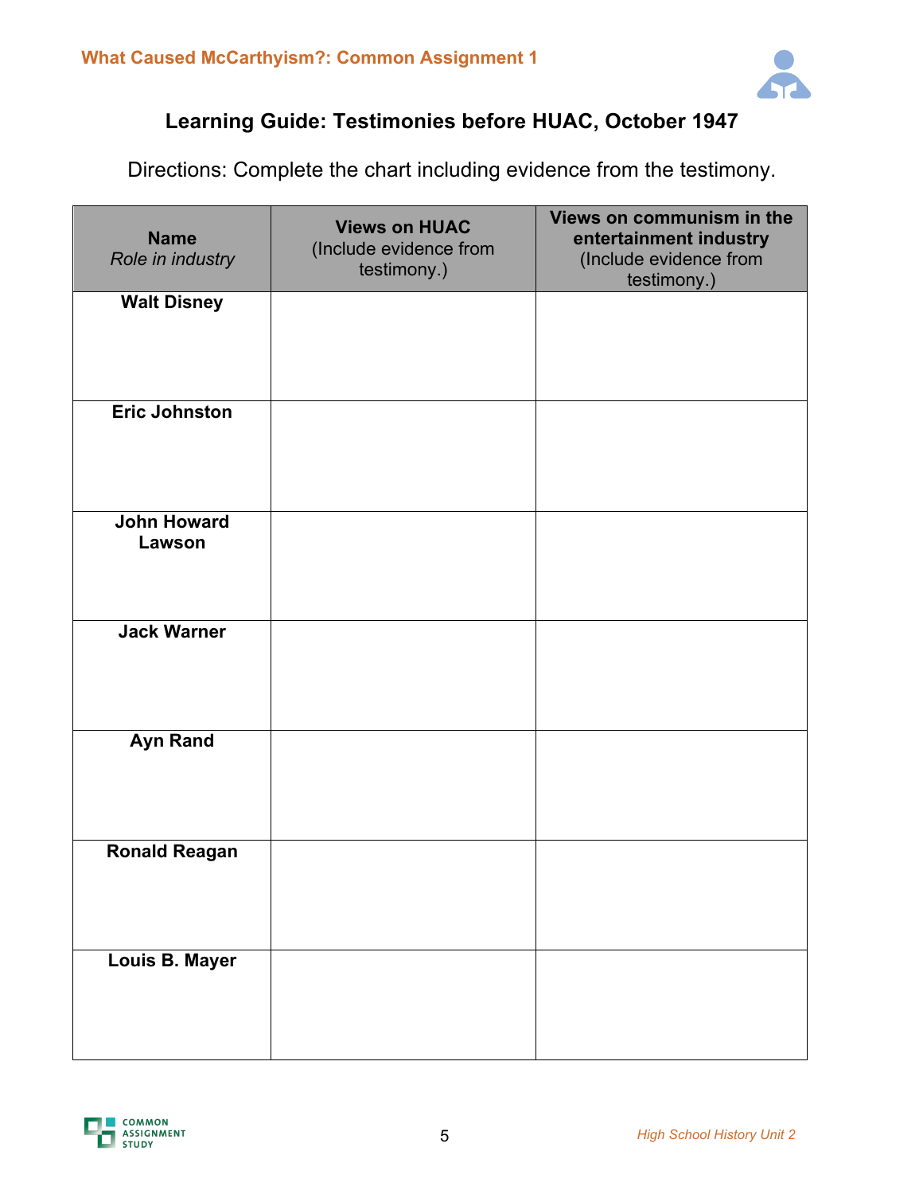## Learning Guide: Testimonies before HUAC, October 1947

Directions: Complete the chart including evidence from the testimony.

| **Name** *Role in industry* | **Views on HUAC** (Include evidence from testimony.) | **Views on communism in the entertainment industry** (Include evidence from testimony.) |
|---|---|---|
| **Walt Disney** | | |
| **Eric Johnston** | | |
| **John Howard Lawson** | | |
| **Jack Warner** | | |
| **Ayn Rand** | | |
| **Ronald Reagan** | | |
| **Louis B. Mayer** | | |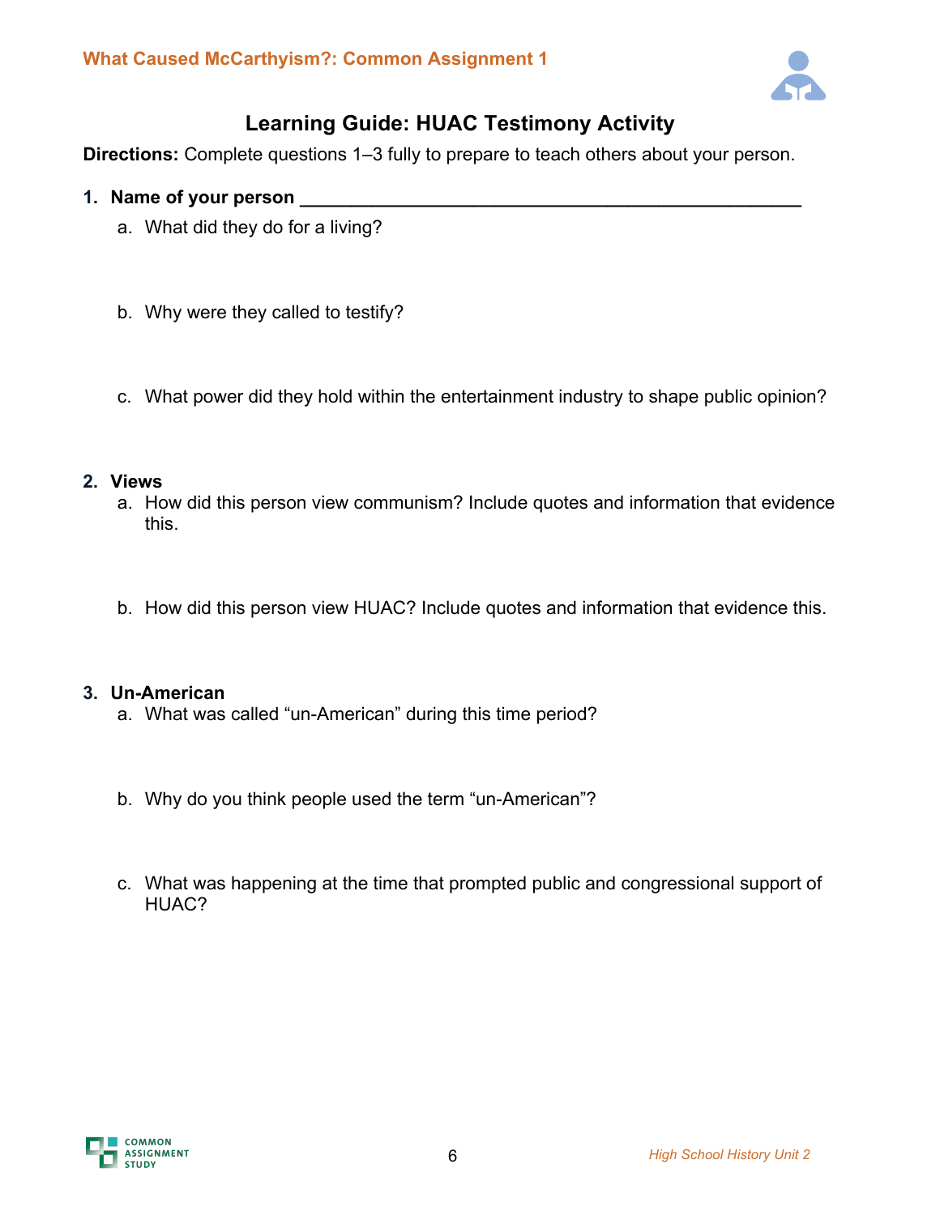# Learning Guide: HUAC Testimony Activity

**Directions:** Complete questions 1–3 fully to prepare to teach others about your person.

1. **Name of your person** ______________________________________________
   a. What did they do for a living?

   b. Why were they called to testify?

   c. What power did they hold within the entertainment industry to shape public opinion?

2. **Views**
   a. How did this person view communism? Include quotes and information that evidence this.

   b. How did this person view HUAC? Include quotes and information that evidence this.

3. **Un-American**
   a. What was called "un-American" during this time period?

   b. Why do you think people used the term "un-American"?

   c. What was happening at the time that prompted public and congressional support of HUAC?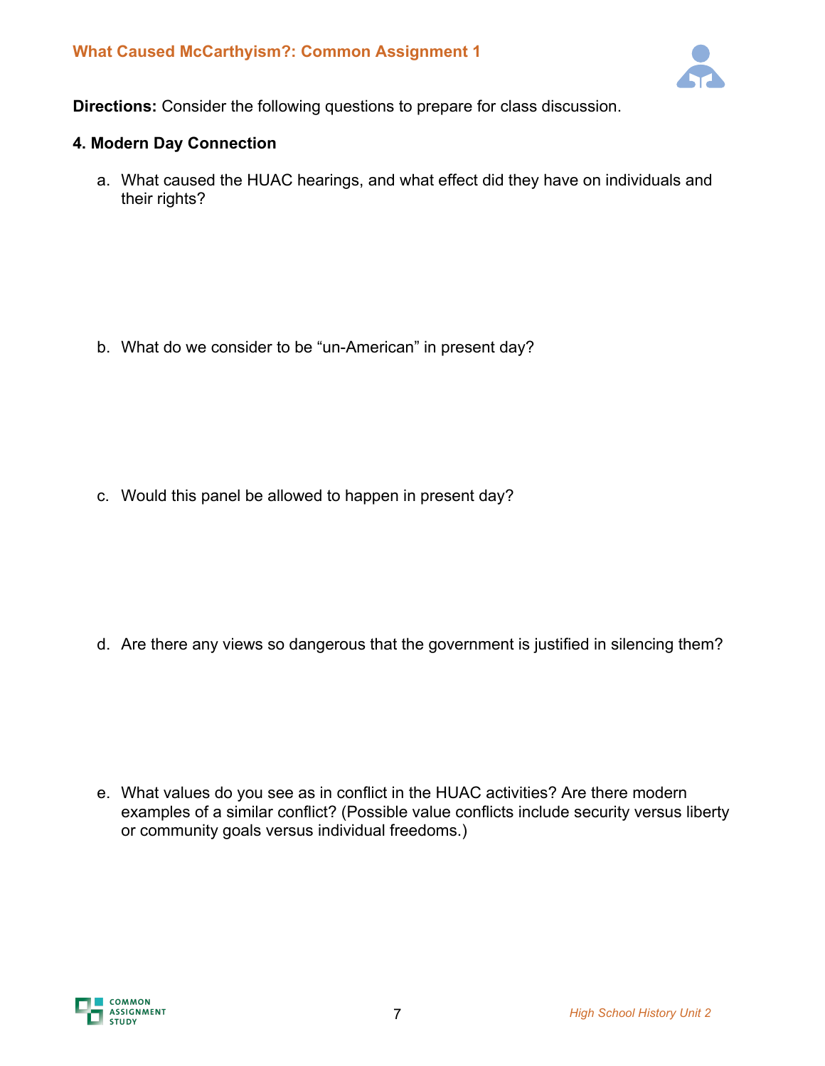**Directions:** Consider the following questions to prepare for class discussion.

**4. Modern Day Connection**

a. What caused the HUAC hearings, and what effect did they have on individuals and their rights?

b. What do we consider to be "un-American" in present day?

c. Would this panel be allowed to happen in present day?

d. Are there any views so dangerous that the government is justified in silencing them?

e. What values do you see as in conflict in the HUAC activities? Are there modern examples of a similar conflict? (Possible value conflicts include security versus liberty or community goals versus individual freedoms.)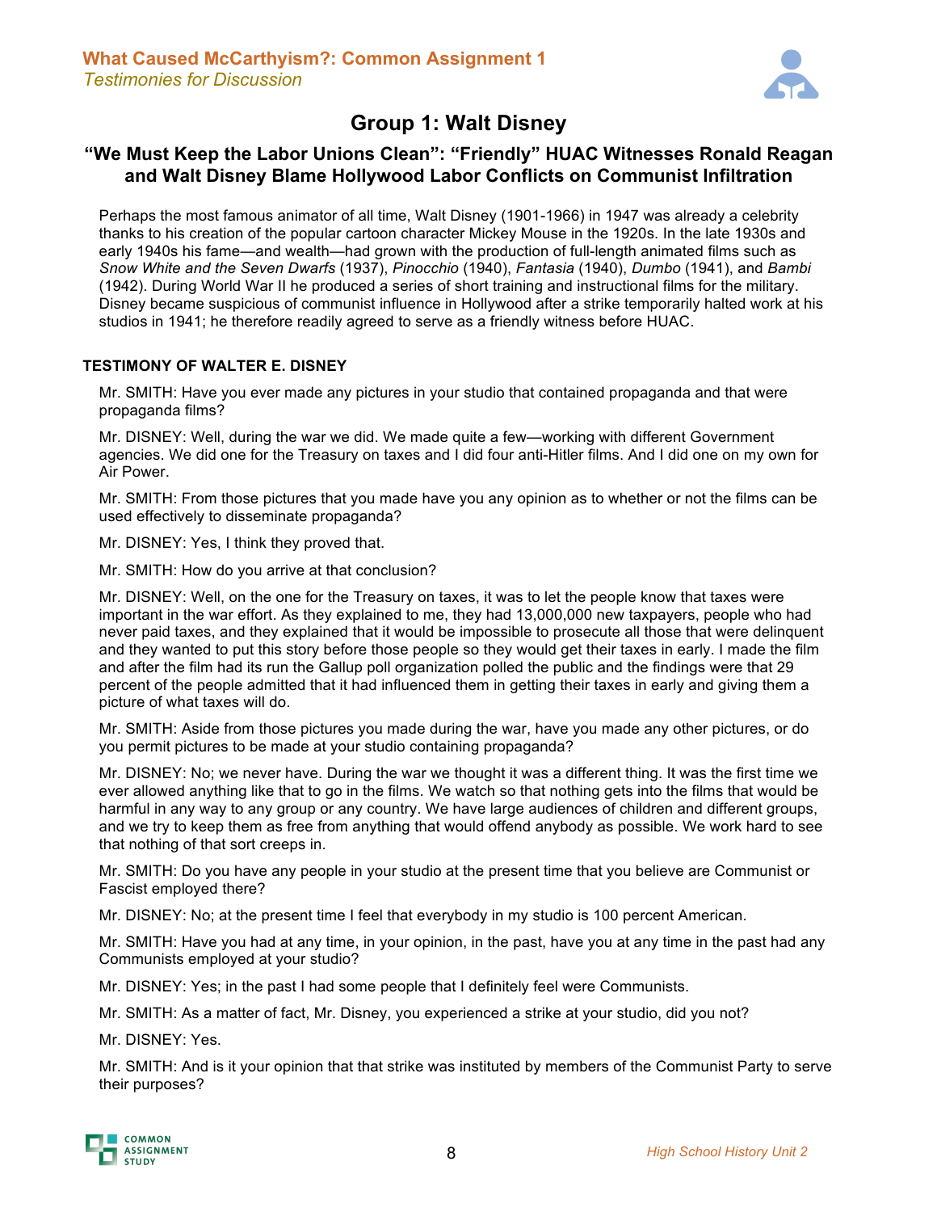## Group 1: Walt Disney

### "We Must Keep the Labor Unions Clean": "Friendly" HUAC Witnesses Ronald Reagan and Walt Disney Blame Hollywood Labor Conflicts on Communist Infiltration

Perhaps the most famous animator of all time, Walt Disney (1901-1966) in 1947 was already a celebrity thanks to his creation of the popular cartoon character Mickey Mouse in the 1920s. In the late 1930s and early 1940s his fame—and wealth—had grown with the production of full-length animated films such as *Snow White and the Seven Dwarfs* (1937), *Pinocchio* (1940), *Fantasia* (1940), *Dumbo* (1941), and *Bambi* (1942). During World War II he produced a series of short training and instructional films for the military. Disney became suspicious of communist influence in Hollywood after a strike temporarily halted work at his studios in 1941; he therefore readily agreed to serve as a friendly witness before HUAC.

**TESTIMONY OF WALTER E. DISNEY**

Mr. SMITH: Have you ever made any pictures in your studio that contained propaganda and that were propaganda films?

Mr. DISNEY: Well, during the war we did. We made quite a few—working with different Government agencies. We did one for the Treasury on taxes and I did four anti-Hitler films. And I did one on my own for Air Power.

Mr. SMITH: From those pictures that you made have you any opinion as to whether or not the films can be used effectively to disseminate propaganda?

Mr. DISNEY: Yes, I think they proved that.

Mr. SMITH: How do you arrive at that conclusion?

Mr. DISNEY: Well, on the one for the Treasury on taxes, it was to let the people know that taxes were important in the war effort. As they explained to me, they had 13,000,000 new taxpayers, people who had never paid taxes, and they explained that it would be impossible to prosecute all those that were delinquent and they wanted to put this story before those people so they would get their taxes in early. I made the film and after the film had its run the Gallup poll organization polled the public and the findings were that 29 percent of the people admitted that it had influenced them in getting their taxes in early and giving them a picture of what taxes will do.

Mr. SMITH: Aside from those pictures you made during the war, have you made any other pictures, or do you permit pictures to be made at your studio containing propaganda?

Mr. DISNEY: No; we never have. During the war we thought it was a different thing. It was the first time we ever allowed anything like that to go in the films. We watch so that nothing gets into the films that would be harmful in any way to any group or any country. We have large audiences of children and different groups, and we try to keep them as free from anything that would offend anybody as possible. We work hard to see that nothing of that sort creeps in.

Mr. SMITH: Do you have any people in your studio at the present time that you believe are Communist or Fascist employed there?

Mr. DISNEY: No; at the present time I feel that everybody in my studio is 100 percent American.

Mr. SMITH: Have you had at any time, in your opinion, in the past, have you at any time in the past had any Communists employed at your studio?

Mr. DISNEY: Yes; in the past I had some people that I definitely feel were Communists.

Mr. SMITH: As a matter of fact, Mr. Disney, you experienced a strike at your studio, did you not?

Mr. DISNEY: Yes.

Mr. SMITH: And is it your opinion that that strike was instituted by members of the Communist Party to serve their purposes?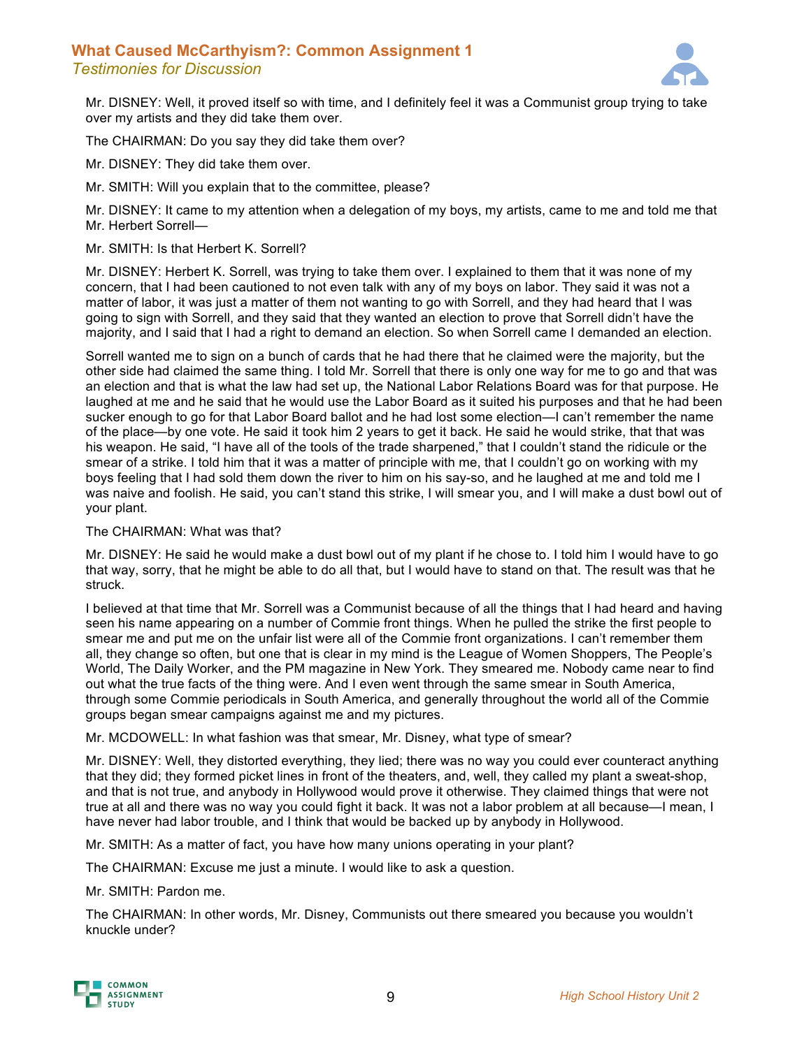Mr. DISNEY: Well, it proved itself so with time, and I definitely feel it was a Communist group trying to take over my artists and they did take them over.

The CHAIRMAN: Do you say they did take them over?

Mr. DISNEY: They did take them over.

Mr. SMITH: Will you explain that to the committee, please?

Mr. DISNEY: It came to my attention when a delegation of my boys, my artists, came to me and told me that Mr. Herbert Sorrell—

Mr. SMITH: Is that Herbert K. Sorrell?

Mr. DISNEY: Herbert K. Sorrell, was trying to take them over. I explained to them that it was none of my concern, that I had been cautioned to not even talk with any of my boys on labor. They said it was not a matter of labor, it was just a matter of them not wanting to go with Sorrell, and they had heard that I was going to sign with Sorrell, and they said that they wanted an election to prove that Sorrell didn't have the majority, and I said that I had a right to demand an election. So when Sorrell came I demanded an election.

Sorrell wanted me to sign on a bunch of cards that he had there that he claimed were the majority, but the other side had claimed the same thing. I told Mr. Sorrell that there is only one way for me to go and that was an election and that is what the law had set up, the National Labor Relations Board was for that purpose. He laughed at me and he said that he would use the Labor Board as it suited his purposes and that he had been sucker enough to go for that Labor Board ballot and he had lost some election—I can't remember the name of the place—by one vote. He said it took him 2 years to get it back. He said he would strike, that that was his weapon. He said, "I have all of the tools of the trade sharpened," that I couldn't stand the ridicule or the smear of a strike. I told him that it was a matter of principle with me, that I couldn't go on working with my boys feeling that I had sold them down the river to him on his say-so, and he laughed at me and told me I was naive and foolish. He said, you can't stand this strike, I will smear you, and I will make a dust bowl out of your plant.

The CHAIRMAN: What was that?

Mr. DISNEY: He said he would make a dust bowl out of my plant if he chose to. I told him I would have to go that way, sorry, that he might be able to do all that, but I would have to stand on that. The result was that he struck.

I believed at that time that Mr. Sorrell was a Communist because of all the things that I had heard and having seen his name appearing on a number of Commie front things. When he pulled the strike the first people to smear me and put me on the unfair list were all of the Commie front organizations. I can't remember them all, they change so often, but one that is clear in my mind is the League of Women Shoppers, The People's World, The Daily Worker, and the PM magazine in New York. They smeared me. Nobody came near to find out what the true facts of the thing were. And I even went through the same smear in South America, through some Commie periodicals in South America, and generally throughout the world all of the Commie groups began smear campaigns against me and my pictures.

Mr. MCDOWELL: In what fashion was that smear, Mr. Disney, what type of smear?

Mr. DISNEY: Well, they distorted everything, they lied; there was no way you could ever counteract anything that they did; they formed picket lines in front of the theaters, and, well, they called my plant a sweat-shop, and that is not true, and anybody in Hollywood would prove it otherwise. They claimed things that were not true at all and there was no way you could fight it back. It was not a labor problem at all because—I mean, I have never had labor trouble, and I think that would be backed up by anybody in Hollywood.

Mr. SMITH: As a matter of fact, you have how many unions operating in your plant?

The CHAIRMAN: Excuse me just a minute. I would like to ask a question.

Mr. SMITH: Pardon me.

The CHAIRMAN: In other words, Mr. Disney, Communists out there smeared you because you wouldn't knuckle under?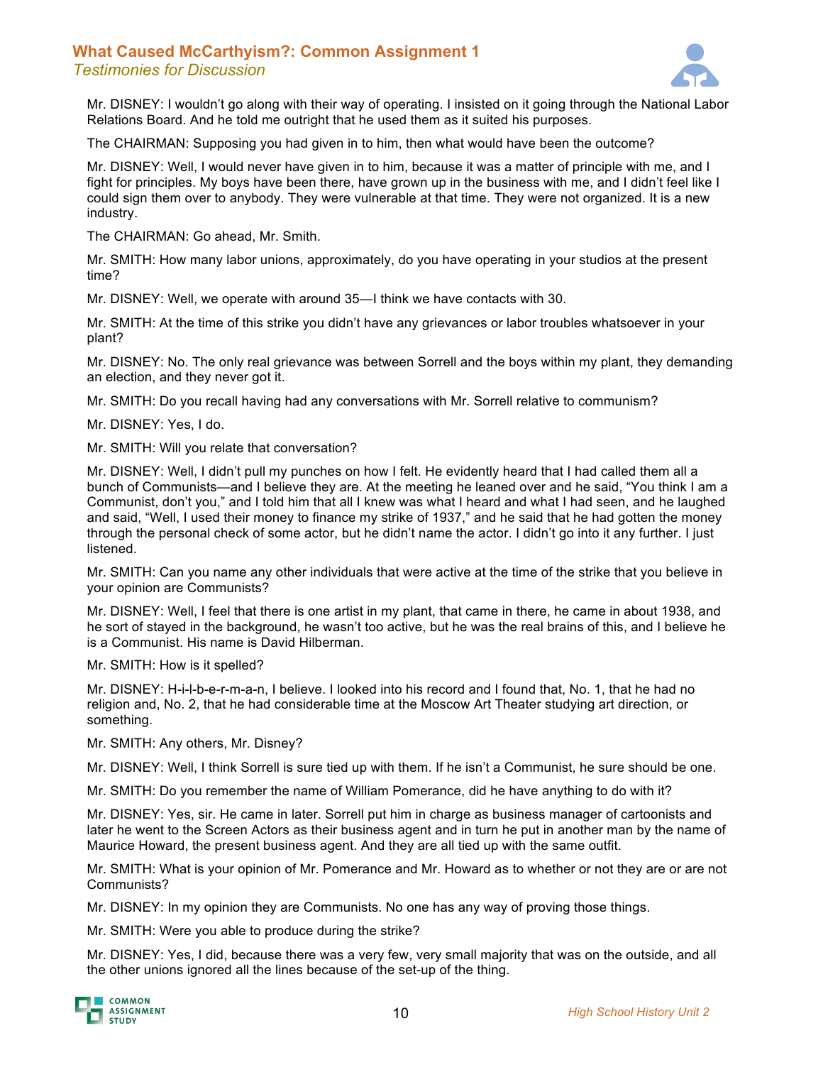Mr. DISNEY: I wouldn't go along with their way of operating. I insisted on it going through the National Labor Relations Board. And he told me outright that he used them as it suited his purposes.

The CHAIRMAN: Supposing you had given in to him, then what would have been the outcome?

Mr. DISNEY: Well, I would never have given in to him, because it was a matter of principle with me, and I fight for principles. My boys have been there, have grown up in the business with me, and I didn't feel like I could sign them over to anybody. They were vulnerable at that time. They were not organized. It is a new industry.

The CHAIRMAN: Go ahead, Mr. Smith.

Mr. SMITH: How many labor unions, approximately, do you have operating in your studios at the present time?

Mr. DISNEY: Well, we operate with around 35—I think we have contacts with 30.

Mr. SMITH: At the time of this strike you didn't have any grievances or labor troubles whatsoever in your plant?

Mr. DISNEY: No. The only real grievance was between Sorrell and the boys within my plant, they demanding an election, and they never got it.

Mr. SMITH: Do you recall having had any conversations with Mr. Sorrell relative to communism?

Mr. DISNEY: Yes, I do.

Mr. SMITH: Will you relate that conversation?

Mr. DISNEY: Well, I didn't pull my punches on how I felt. He evidently heard that I had called them all a bunch of Communists—and I believe they are. At the meeting he leaned over and he said, "You think I am a Communist, don't you," and I told him that all I knew was what I heard and what I had seen, and he laughed and said, "Well, I used their money to finance my strike of 1937," and he said that he had gotten the money through the personal check of some actor, but he didn't name the actor. I didn't go into it any further. I just listened.

Mr. SMITH: Can you name any other individuals that were active at the time of the strike that you believe in your opinion are Communists?

Mr. DISNEY: Well, I feel that there is one artist in my plant, that came in there, he came in about 1938, and he sort of stayed in the background, he wasn't too active, but he was the real brains of this, and I believe he is a Communist. His name is David Hilberman.

Mr. SMITH: How is it spelled?

Mr. DISNEY: H-i-l-b-e-r-m-a-n, I believe. I looked into his record and I found that, No. 1, that he had no religion and, No. 2, that he had considerable time at the Moscow Art Theater studying art direction, or something.

Mr. SMITH: Any others, Mr. Disney?

Mr. DISNEY: Well, I think Sorrell is sure tied up with them. If he isn't a Communist, he sure should be one.

Mr. SMITH: Do you remember the name of William Pomerance, did he have anything to do with it?

Mr. DISNEY: Yes, sir. He came in later. Sorrell put him in charge as business manager of cartoonists and later he went to the Screen Actors as their business agent and in turn he put in another man by the name of Maurice Howard, the present business agent. And they are all tied up with the same outfit.

Mr. SMITH: What is your opinion of Mr. Pomerance and Mr. Howard as to whether or not they are or are not Communists?

Mr. DISNEY: In my opinion they are Communists. No one has any way of proving those things.

Mr. SMITH: Were you able to produce during the strike?

Mr. DISNEY: Yes, I did, because there was a very few, very small majority that was on the outside, and all the other unions ignored all the lines because of the set-up of the thing.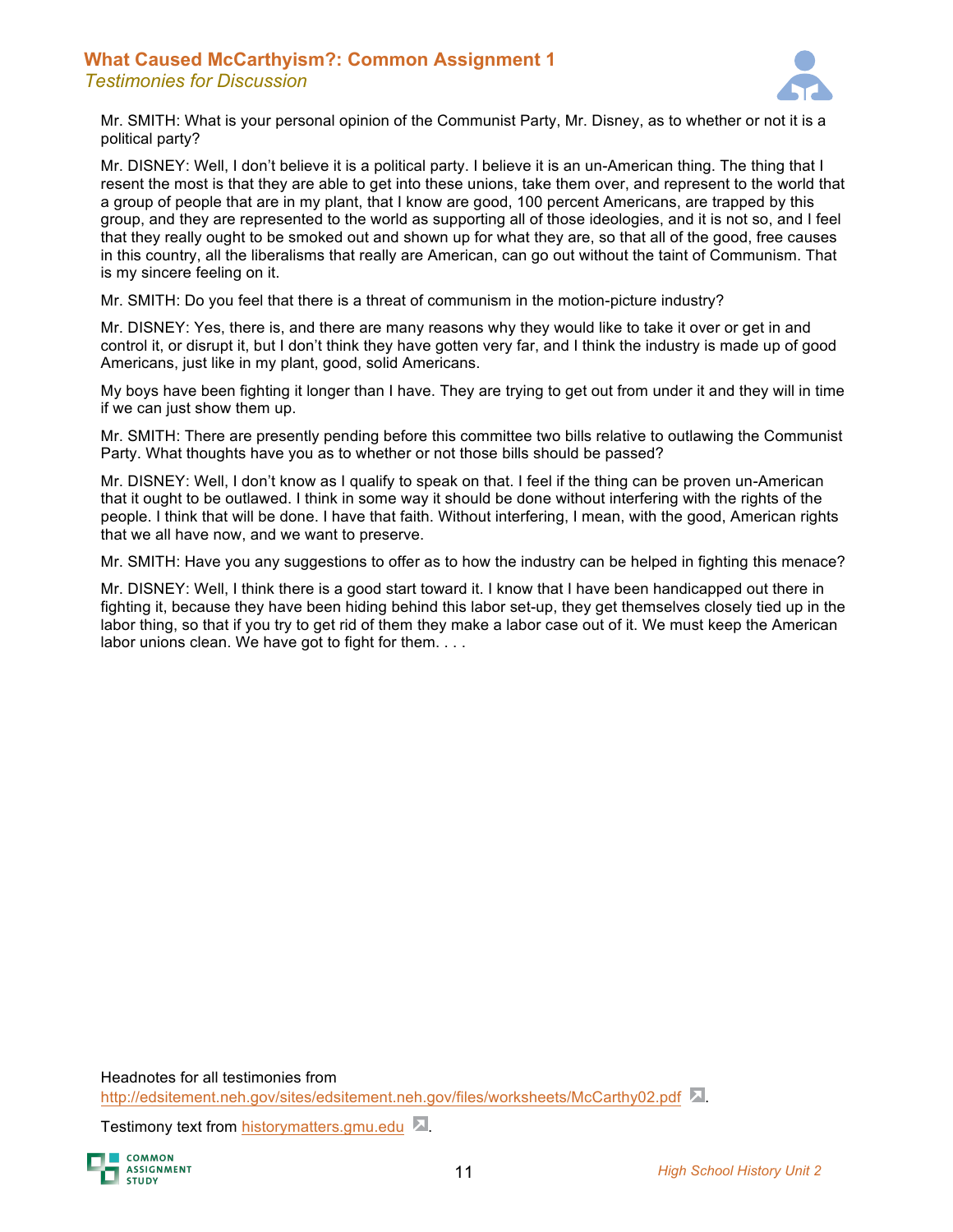Mr. SMITH: What is your personal opinion of the Communist Party, Mr. Disney, as to whether or not it is a political party?

Mr. DISNEY: Well, I don't believe it is a political party. I believe it is an un-American thing. The thing that I resent the most is that they are able to get into these unions, take them over, and represent to the world that a group of people that are in my plant, that I know are good, 100 percent Americans, are trapped by this group, and they are represented to the world as supporting all of those ideologies, and it is not so, and I feel that they really ought to be smoked out and shown up for what they are, so that all of the good, free causes in this country, all the liberalisms that really are American, can go out without the taint of Communism. That is my sincere feeling on it.

Mr. SMITH: Do you feel that there is a threat of communism in the motion-picture industry?

Mr. DISNEY: Yes, there is, and there are many reasons why they would like to take it over or get in and control it, or disrupt it, but I don't think they have gotten very far, and I think the industry is made up of good Americans, just like in my plant, good, solid Americans.

My boys have been fighting it longer than I have. They are trying to get out from under it and they will in time if we can just show them up.

Mr. SMITH: There are presently pending before this committee two bills relative to outlawing the Communist Party. What thoughts have you as to whether or not those bills should be passed?

Mr. DISNEY: Well, I don't know as I qualify to speak on that. I feel if the thing can be proven un-American that it ought to be outlawed. I think in some way it should be done without interfering with the rights of the people. I think that will be done. I have that faith. Without interfering, I mean, with the good, American rights that we all have now, and we want to preserve.

Mr. SMITH: Have you any suggestions to offer as to how the industry can be helped in fighting this menace?

Mr. DISNEY: Well, I think there is a good start toward it. I know that I have been handicapped out there in fighting it, because they have been hiding behind this labor set-up, they get themselves closely tied up in the labor thing, so that if you try to get rid of them they make a labor case out of it. We must keep the American labor unions clean. We have got to fight for them. . . .

Headnotes for all testimonies from http://edsitement.neh.gov/sites/edsitement.neh.gov/files/worksheets/McCarthy02.pdf.

Testimony text from historymatters.gmu.edu.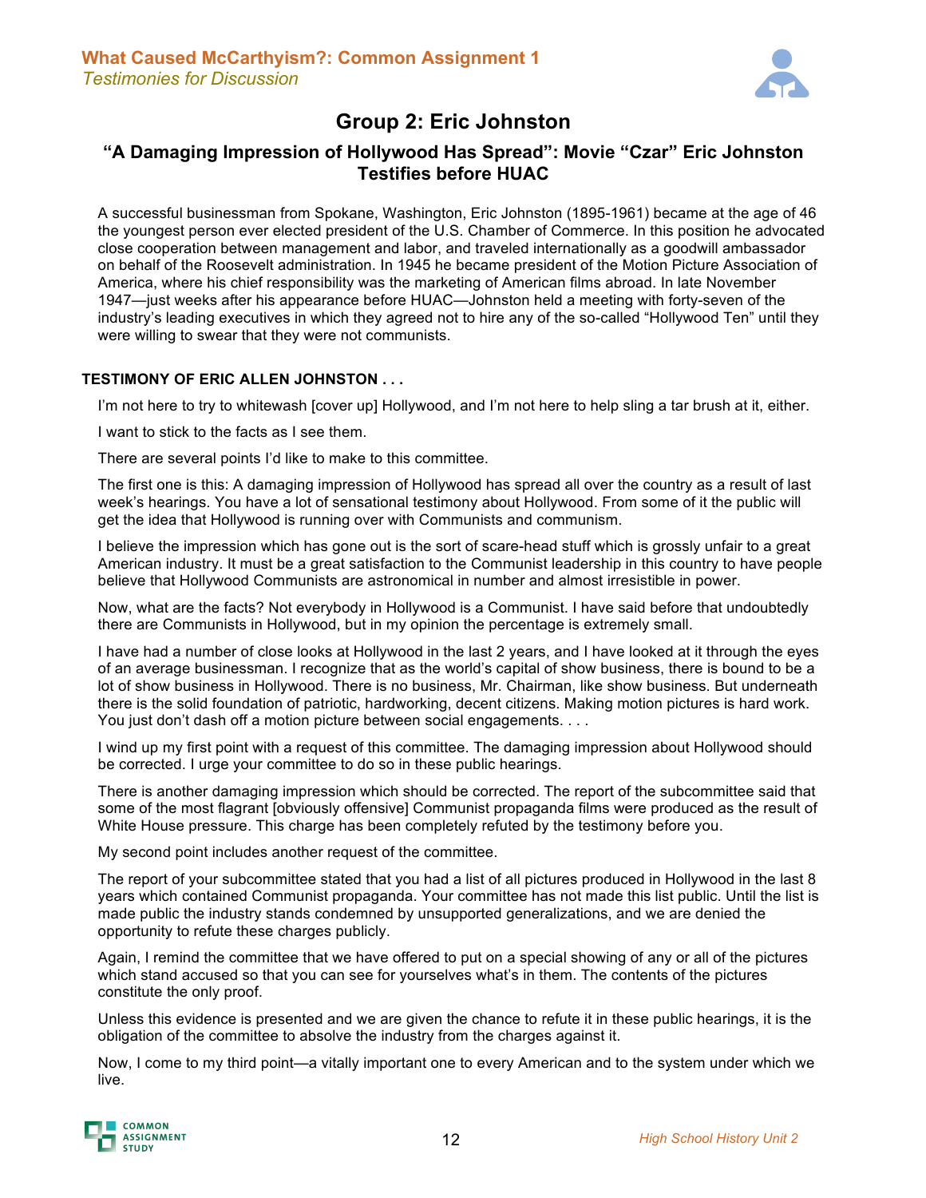## Group 2: Eric Johnston

### "A Damaging Impression of Hollywood Has Spread": Movie "Czar" Eric Johnston Testifies before HUAC

A successful businessman from Spokane, Washington, Eric Johnston (1895-1961) became at the age of 46 the youngest person ever elected president of the U.S. Chamber of Commerce. In this position he advocated close cooperation between management and labor, and traveled internationally as a goodwill ambassador on behalf of the Roosevelt administration. In 1945 he became president of the Motion Picture Association of America, where his chief responsibility was the marketing of American films abroad. In late November 1947—just weeks after his appearance before HUAC—Johnston held a meeting with forty-seven of the industry's leading executives in which they agreed not to hire any of the so-called "Hollywood Ten" until they were willing to swear that they were not communists.

**TESTIMONY OF ERIC ALLEN JOHNSTON . . .**

I'm not here to try to whitewash [cover up] Hollywood, and I'm not here to help sling a tar brush at it, either.

I want to stick to the facts as I see them.

There are several points I'd like to make to this committee.

The first one is this: A damaging impression of Hollywood has spread all over the country as a result of last week's hearings. You have a lot of sensational testimony about Hollywood. From some of it the public will get the idea that Hollywood is running over with Communists and communism.

I believe the impression which has gone out is the sort of scare-head stuff which is grossly unfair to a great American industry. It must be a great satisfaction to the Communist leadership in this country to have people believe that Hollywood Communists are astronomical in number and almost irresistible in power.

Now, what are the facts? Not everybody in Hollywood is a Communist. I have said before that undoubtedly there are Communists in Hollywood, but in my opinion the percentage is extremely small.

I have had a number of close looks at Hollywood in the last 2 years, and I have looked at it through the eyes of an average businessman. I recognize that as the world's capital of show business, there is bound to be a lot of show business in Hollywood. There is no business, Mr. Chairman, like show business. But underneath there is the solid foundation of patriotic, hardworking, decent citizens. Making motion pictures is hard work. You just don't dash off a motion picture between social engagements. . . .

I wind up my first point with a request of this committee. The damaging impression about Hollywood should be corrected. I urge your committee to do so in these public hearings.

There is another damaging impression which should be corrected. The report of the subcommittee said that some of the most flagrant [obviously offensive] Communist propaganda films were produced as the result of White House pressure. This charge has been completely refuted by the testimony before you.

My second point includes another request of the committee.

The report of your subcommittee stated that you had a list of all pictures produced in Hollywood in the last 8 years which contained Communist propaganda. Your committee has not made this list public. Until the list is made public the industry stands condemned by unsupported generalizations, and we are denied the opportunity to refute these charges publicly.

Again, I remind the committee that we have offered to put on a special showing of any or all of the pictures which stand accused so that you can see for yourselves what's in them. The contents of the pictures constitute the only proof.

Unless this evidence is presented and we are given the chance to refute it in these public hearings, it is the obligation of the committee to absolve the industry from the charges against it.

Now, I come to my third point—a vitally important one to every American and to the system under which we live.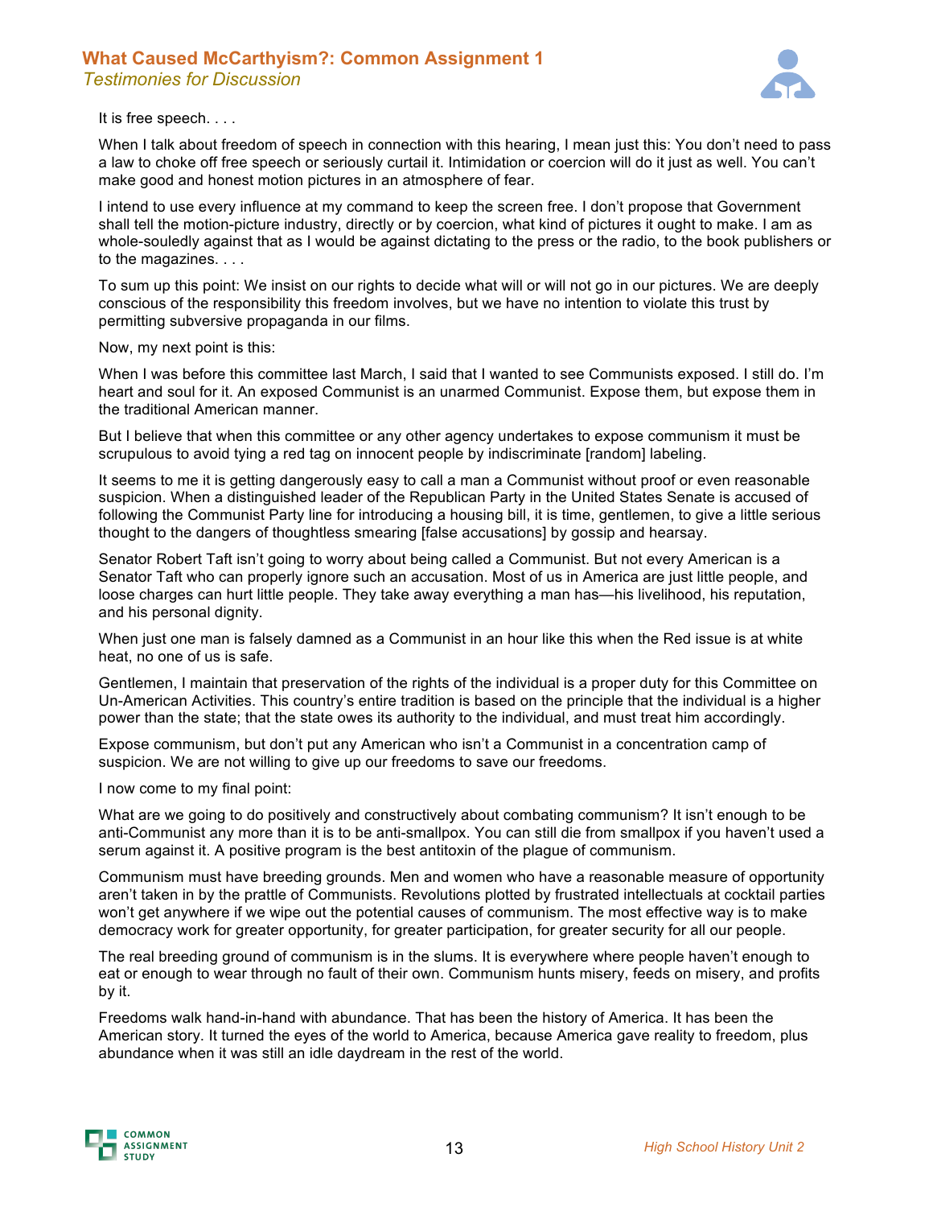It is free speech. . . .

When I talk about freedom of speech in connection with this hearing, I mean just this: You don't need to pass a law to choke off free speech or seriously curtail it. Intimidation or coercion will do it just as well. You can't make good and honest motion pictures in an atmosphere of fear.

I intend to use every influence at my command to keep the screen free. I don't propose that Government shall tell the motion-picture industry, directly or by coercion, what kind of pictures it ought to make. I am as whole-souledly against that as I would be against dictating to the press or the radio, to the book publishers or to the magazines. . . .

To sum up this point: We insist on our rights to decide what will or will not go in our pictures. We are deeply conscious of the responsibility this freedom involves, but we have no intention to violate this trust by permitting subversive propaganda in our films.

Now, my next point is this:

When I was before this committee last March, I said that I wanted to see Communists exposed. I still do. I'm heart and soul for it. An exposed Communist is an unarmed Communist. Expose them, but expose them in the traditional American manner.

But I believe that when this committee or any other agency undertakes to expose communism it must be scrupulous to avoid tying a red tag on innocent people by indiscriminate [random] labeling.

It seems to me it is getting dangerously easy to call a man a Communist without proof or even reasonable suspicion. When a distinguished leader of the Republican Party in the United States Senate is accused of following the Communist Party line for introducing a housing bill, it is time, gentlemen, to give a little serious thought to the dangers of thoughtless smearing [false accusations] by gossip and hearsay.

Senator Robert Taft isn't going to worry about being called a Communist. But not every American is a Senator Taft who can properly ignore such an accusation. Most of us in America are just little people, and loose charges can hurt little people. They take away everything a man has—his livelihood, his reputation, and his personal dignity.

When just one man is falsely damned as a Communist in an hour like this when the Red issue is at white heat, no one of us is safe.

Gentlemen, I maintain that preservation of the rights of the individual is a proper duty for this Committee on Un-American Activities. This country's entire tradition is based on the principle that the individual is a higher power than the state; that the state owes its authority to the individual, and must treat him accordingly.

Expose communism, but don't put any American who isn't a Communist in a concentration camp of suspicion. We are not willing to give up our freedoms to save our freedoms.

I now come to my final point:

What are we going to do positively and constructively about combating communism? It isn't enough to be anti-Communist any more than it is to be anti-smallpox. You can still die from smallpox if you haven't used a serum against it. A positive program is the best antitoxin of the plague of communism.

Communism must have breeding grounds. Men and women who have a reasonable measure of opportunity aren't taken in by the prattle of Communists. Revolutions plotted by frustrated intellectuals at cocktail parties won't get anywhere if we wipe out the potential causes of communism. The most effective way is to make democracy work for greater opportunity, for greater participation, for greater security for all our people.

The real breeding ground of communism is in the slums. It is everywhere where people haven't enough to eat or enough to wear through no fault of their own. Communism hunts misery, feeds on misery, and profits by it.

Freedoms walk hand-in-hand with abundance. That has been the history of America. It has been the American story. It turned the eyes of the world to America, because America gave reality to freedom, plus abundance when it was still an idle daydream in the rest of the world.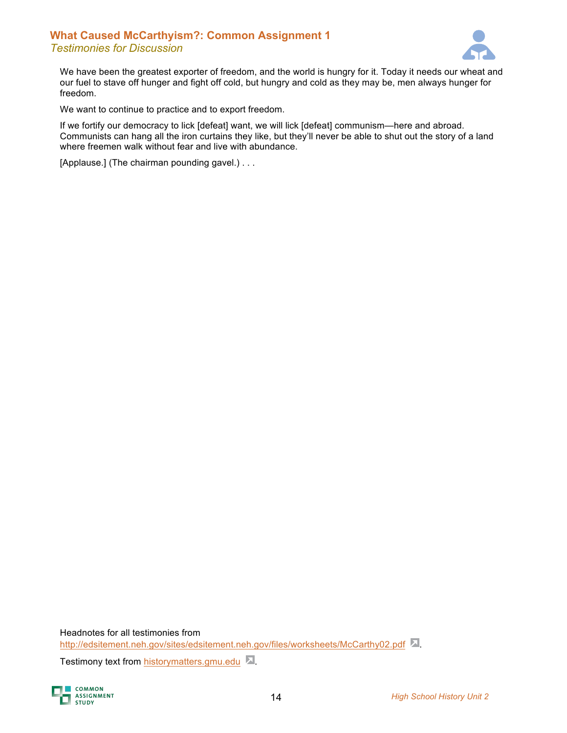We have been the greatest exporter of freedom, and the world is hungry for it. Today it needs our wheat and our fuel to stave off hunger and fight off cold, but hungry and cold as they may be, men always hunger for freedom.

We want to continue to practice and to export freedom.

If we fortify our democracy to lick [defeat] want, we will lick [defeat] communism—here and abroad. Communists can hang all the iron curtains they like, but they'll never be able to shut out the story of a land where freemen walk without fear and live with abundance.

[Applause.] (The chairman pounding gavel.) . . .

Headnotes for all testimonies from http://edsitement.neh.gov/sites/edsitement.neh.gov/files/worksheets/McCarthy02.pdf.

Testimony text from historymatters.gmu.edu.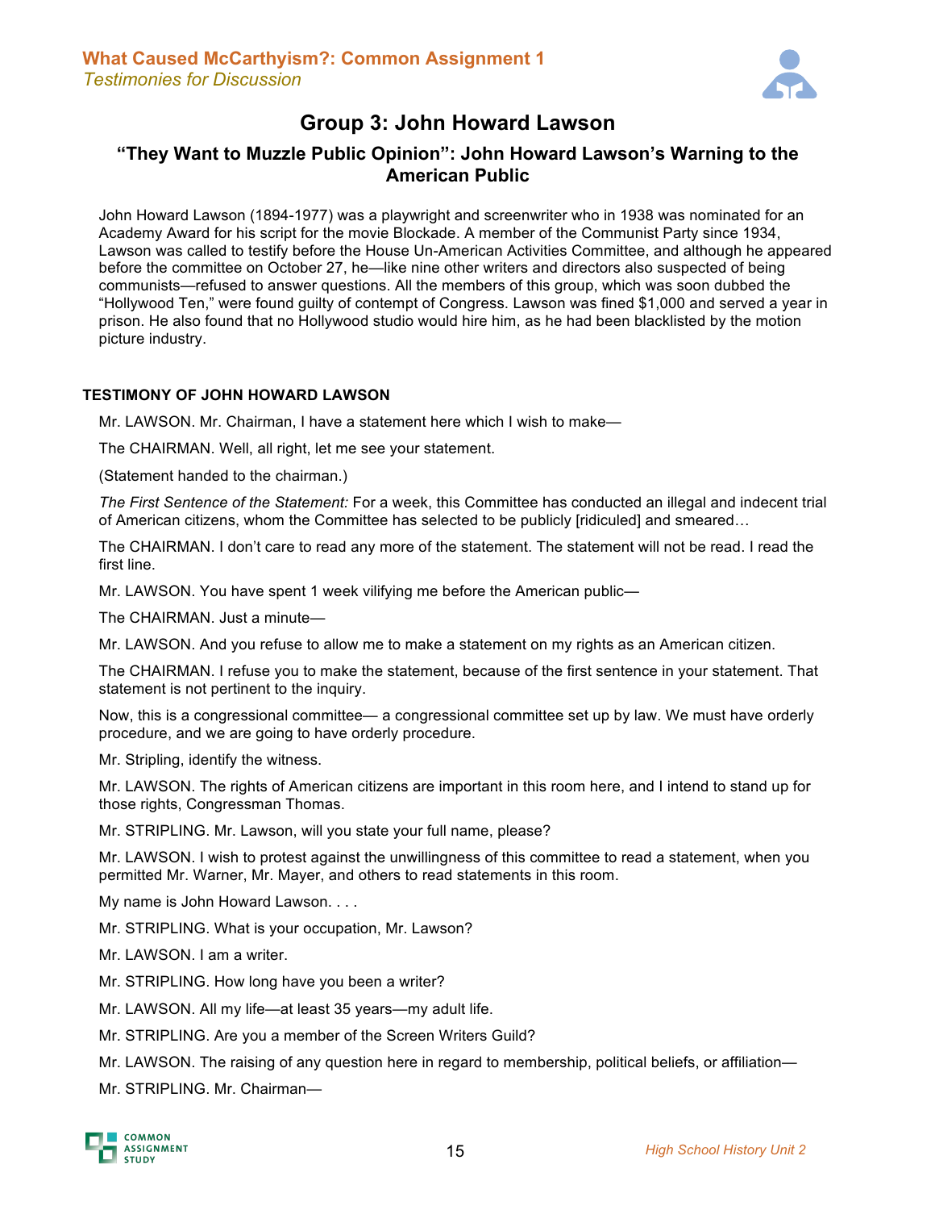## Group 3: John Howard Lawson

### "They Want to Muzzle Public Opinion": John Howard Lawson's Warning to the American Public

John Howard Lawson (1894-1977) was a playwright and screenwriter who in 1938 was nominated for an Academy Award for his script for the movie Blockade. A member of the Communist Party since 1934, Lawson was called to testify before the House Un-American Activities Committee, and although he appeared before the committee on October 27, he—like nine other writers and directors also suspected of being communists—refused to answer questions. All the members of this group, which was soon dubbed the "Hollywood Ten," were found guilty of contempt of Congress. Lawson was fined $1,000 and served a year in prison. He also found that no Hollywood studio would hire him, as he had been blacklisted by the motion picture industry.

**TESTIMONY OF JOHN HOWARD LAWSON**

Mr. LAWSON. Mr. Chairman, I have a statement here which I wish to make—

The CHAIRMAN. Well, all right, let me see your statement.

(Statement handed to the chairman.)

*The First Sentence of the Statement:* For a week, this Committee has conducted an illegal and indecent trial of American citizens, whom the Committee has selected to be publicly [ridiculed] and smeared…

The CHAIRMAN. I don't care to read any more of the statement. The statement will not be read. I read the first line.

Mr. LAWSON. You have spent 1 week vilifying me before the American public—

The CHAIRMAN. Just a minute—

Mr. LAWSON. And you refuse to allow me to make a statement on my rights as an American citizen.

The CHAIRMAN. I refuse you to make the statement, because of the first sentence in your statement. That statement is not pertinent to the inquiry.

Now, this is a congressional committee— a congressional committee set up by law. We must have orderly procedure, and we are going to have orderly procedure.

Mr. Stripling, identify the witness.

Mr. LAWSON. The rights of American citizens are important in this room here, and I intend to stand up for those rights, Congressman Thomas.

Mr. STRIPLING. Mr. Lawson, will you state your full name, please?

Mr. LAWSON. I wish to protest against the unwillingness of this committee to read a statement, when you permitted Mr. Warner, Mr. Mayer, and others to read statements in this room.

My name is John Howard Lawson. . . .

Mr. STRIPLING. What is your occupation, Mr. Lawson?

Mr. LAWSON. I am a writer.

Mr. STRIPLING. How long have you been a writer?

Mr. LAWSON. All my life—at least 35 years—my adult life.

Mr. STRIPLING. Are you a member of the Screen Writers Guild?

Mr. LAWSON. The raising of any question here in regard to membership, political beliefs, or affiliation—

Mr. STRIPLING. Mr. Chairman—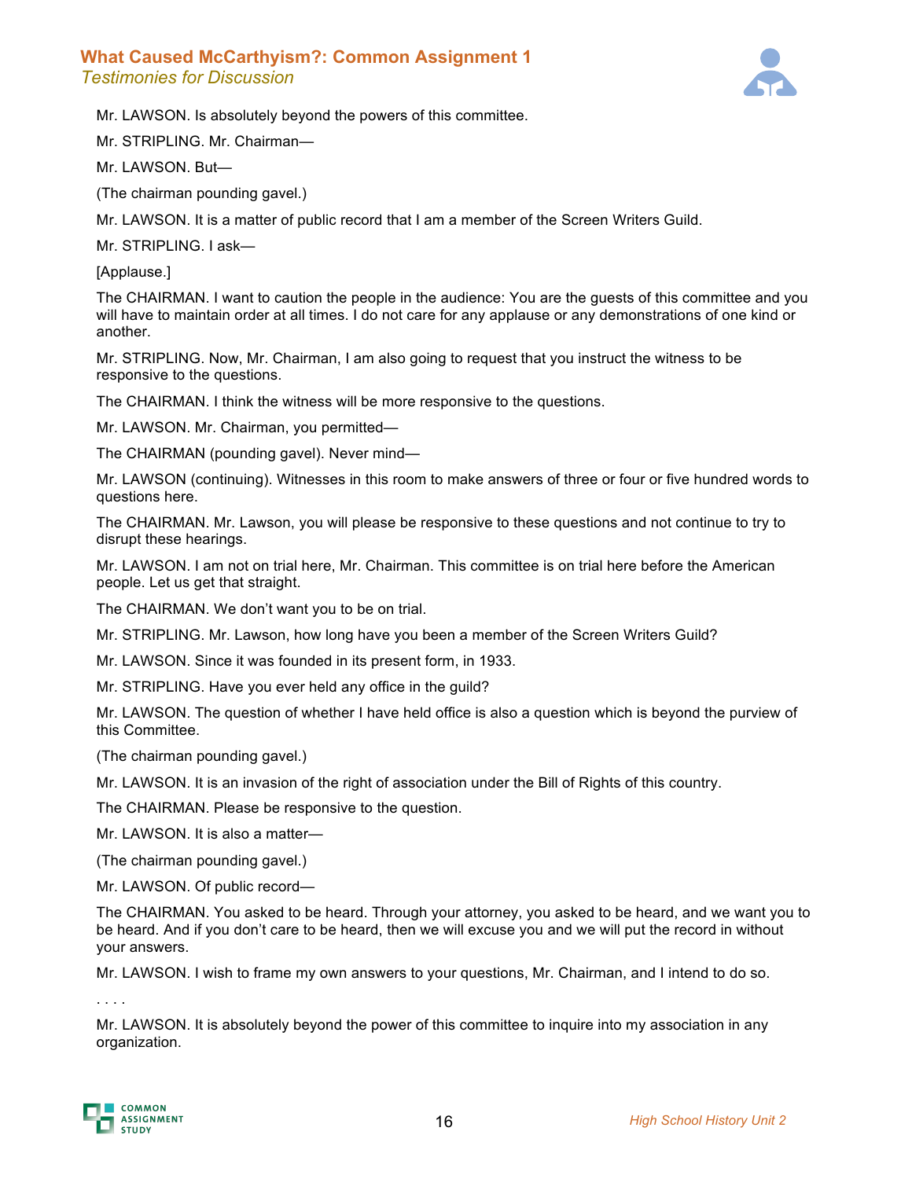Mr. LAWSON. Is absolutely beyond the powers of this committee.

Mr. STRIPLING. Mr. Chairman—

Mr. LAWSON. But—

(The chairman pounding gavel.)

Mr. LAWSON. It is a matter of public record that I am a member of the Screen Writers Guild.

Mr. STRIPLING. I ask—

[Applause.]

The CHAIRMAN. I want to caution the people in the audience: You are the guests of this committee and you will have to maintain order at all times. I do not care for any applause or any demonstrations of one kind or another.

Mr. STRIPLING. Now, Mr. Chairman, I am also going to request that you instruct the witness to be responsive to the questions.

The CHAIRMAN. I think the witness will be more responsive to the questions.

Mr. LAWSON. Mr. Chairman, you permitted—

The CHAIRMAN (pounding gavel). Never mind—

Mr. LAWSON (continuing). Witnesses in this room to make answers of three or four or five hundred words to questions here.

The CHAIRMAN. Mr. Lawson, you will please be responsive to these questions and not continue to try to disrupt these hearings.

Mr. LAWSON. I am not on trial here, Mr. Chairman. This committee is on trial here before the American people. Let us get that straight.

The CHAIRMAN. We don't want you to be on trial.

Mr. STRIPLING. Mr. Lawson, how long have you been a member of the Screen Writers Guild?

Mr. LAWSON. Since it was founded in its present form, in 1933.

Mr. STRIPLING. Have you ever held any office in the guild?

Mr. LAWSON. The question of whether I have held office is also a question which is beyond the purview of this Committee.

(The chairman pounding gavel.)

Mr. LAWSON. It is an invasion of the right of association under the Bill of Rights of this country.

The CHAIRMAN. Please be responsive to the question.

Mr. LAWSON. It is also a matter—

(The chairman pounding gavel.)

Mr. LAWSON. Of public record—

The CHAIRMAN. You asked to be heard. Through your attorney, you asked to be heard, and we want you to be heard. And if you don't care to be heard, then we will excuse you and we will put the record in without your answers.

Mr. LAWSON. I wish to frame my own answers to your questions, Mr. Chairman, and I intend to do so.

. . . .

Mr. LAWSON. It is absolutely beyond the power of this committee to inquire into my association in any organization.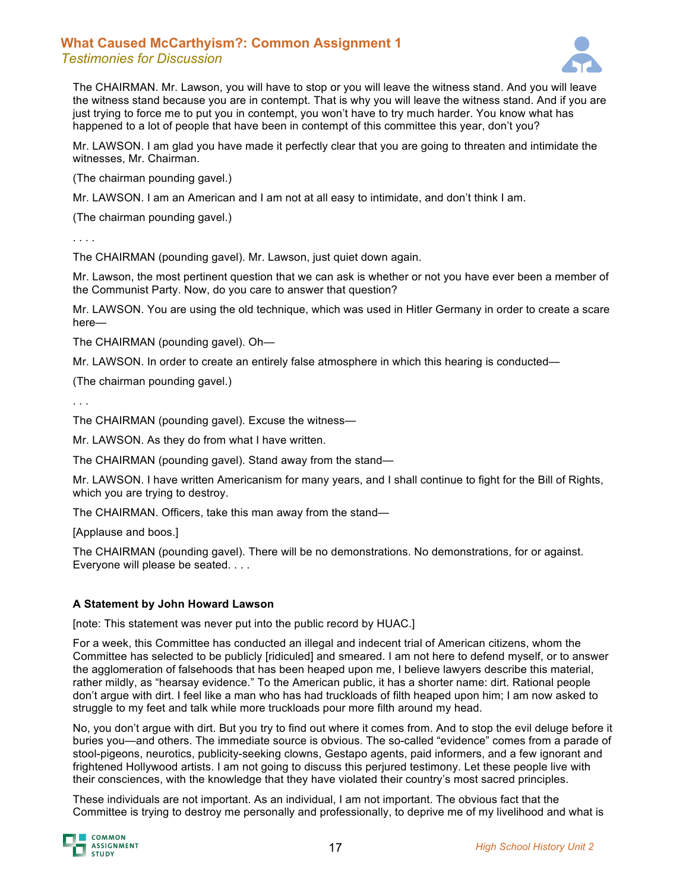The CHAIRMAN. Mr. Lawson, you will have to stop or you will leave the witness stand. And you will leave the witness stand because you are in contempt. That is why you will leave the witness stand. And if you are just trying to force me to put you in contempt, you won't have to try much harder. You know what has happened to a lot of people that have been in contempt of this committee this year, don't you?

Mr. LAWSON. I am glad you have made it perfectly clear that you are going to threaten and intimidate the witnesses, Mr. Chairman.

(The chairman pounding gavel.)

Mr. LAWSON. I am an American and I am not at all easy to intimidate, and don't think I am.

(The chairman pounding gavel.)

. . . .

The CHAIRMAN (pounding gavel). Mr. Lawson, just quiet down again.

Mr. Lawson, the most pertinent question that we can ask is whether or not you have ever been a member of the Communist Party. Now, do you care to answer that question?

Mr. LAWSON. You are using the old technique, which was used in Hitler Germany in order to create a scare here—

The CHAIRMAN (pounding gavel). Oh—

Mr. LAWSON. In order to create an entirely false atmosphere in which this hearing is conducted—

(The chairman pounding gavel.)

. . .

The CHAIRMAN (pounding gavel). Excuse the witness—

Mr. LAWSON. As they do from what I have written.

The CHAIRMAN (pounding gavel). Stand away from the stand—

Mr. LAWSON. I have written Americanism for many years, and I shall continue to fight for the Bill of Rights, which you are trying to destroy.

The CHAIRMAN. Officers, take this man away from the stand—

[Applause and boos.]

The CHAIRMAN (pounding gavel). There will be no demonstrations. No demonstrations, for or against. Everyone will please be seated. . . .

**A Statement by John Howard Lawson**

[note: This statement was never put into the public record by HUAC.]

For a week, this Committee has conducted an illegal and indecent trial of American citizens, whom the Committee has selected to be publicly [ridiculed] and smeared. I am not here to defend myself, or to answer the agglomeration of falsehoods that has been heaped upon me, I believe lawyers describe this material, rather mildly, as "hearsay evidence." To the American public, it has a shorter name: dirt. Rational people don't argue with dirt. I feel like a man who has had truckloads of filth heaped upon him; I am now asked to struggle to my feet and talk while more truckloads pour more filth around my head.

No, you don't argue with dirt. But you try to find out where it comes from. And to stop the evil deluge before it buries you—and others. The immediate source is obvious. The so-called "evidence" comes from a parade of stool-pigeons, neurotics, publicity-seeking clowns, Gestapo agents, paid informers, and a few ignorant and frightened Hollywood artists. I am not going to discuss this perjured testimony. Let these people live with their consciences, with the knowledge that they have violated their country's most sacred principles.

These individuals are not important. As an individual, I am not important. The obvious fact that the Committee is trying to destroy me personally and professionally, to deprive me of my livelihood and what is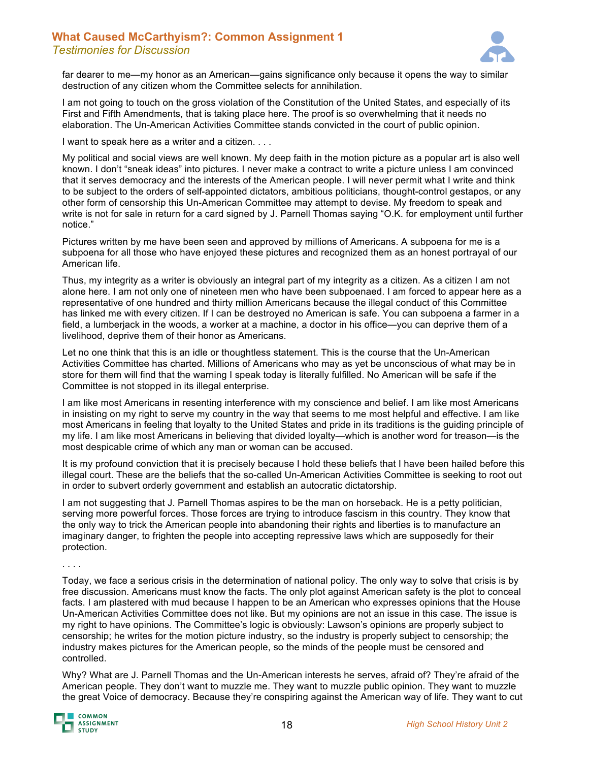far dearer to me—my honor as an American—gains significance only because it opens the way to similar destruction of any citizen whom the Committee selects for annihilation.

I am not going to touch on the gross violation of the Constitution of the United States, and especially of its First and Fifth Amendments, that is taking place here. The proof is so overwhelming that it needs no elaboration. The Un-American Activities Committee stands convicted in the court of public opinion.

I want to speak here as a writer and a citizen. . . .

My political and social views are well known. My deep faith in the motion picture as a popular art is also well known. I don't "sneak ideas" into pictures. I never make a contract to write a picture unless I am convinced that it serves democracy and the interests of the American people. I will never permit what I write and think to be subject to the orders of self-appointed dictators, ambitious politicians, thought-control gestapos, or any other form of censorship this Un-American Committee may attempt to devise. My freedom to speak and write is not for sale in return for a card signed by J. Parnell Thomas saying "O.K. for employment until further notice."

Pictures written by me have been seen and approved by millions of Americans. A subpoena for me is a subpoena for all those who have enjoyed these pictures and recognized them as an honest portrayal of our American life.

Thus, my integrity as a writer is obviously an integral part of my integrity as a citizen. As a citizen I am not alone here. I am not only one of nineteen men who have been subpoenaed. I am forced to appear here as a representative of one hundred and thirty million Americans because the illegal conduct of this Committee has linked me with every citizen. If I can be destroyed no American is safe. You can subpoena a farmer in a field, a lumberjack in the woods, a worker at a machine, a doctor in his office—you can deprive them of a livelihood, deprive them of their honor as Americans.

Let no one think that this is an idle or thoughtless statement. This is the course that the Un-American Activities Committee has charted. Millions of Americans who may as yet be unconscious of what may be in store for them will find that the warning I speak today is literally fulfilled. No American will be safe if the Committee is not stopped in its illegal enterprise.

I am like most Americans in resenting interference with my conscience and belief. I am like most Americans in insisting on my right to serve my country in the way that seems to me most helpful and effective. I am like most Americans in feeling that loyalty to the United States and pride in its traditions is the guiding principle of my life. I am like most Americans in believing that divided loyalty—which is another word for treason—is the most despicable crime of which any man or woman can be accused.

It is my profound conviction that it is precisely because I hold these beliefs that I have been hailed before this illegal court. These are the beliefs that the so-called Un-American Activities Committee is seeking to root out in order to subvert orderly government and establish an autocratic dictatorship.

I am not suggesting that J. Parnell Thomas aspires to be the man on horseback. He is a petty politician, serving more powerful forces. Those forces are trying to introduce fascism in this country. They know that the only way to trick the American people into abandoning their rights and liberties is to manufacture an imaginary danger, to frighten the people into accepting repressive laws which are supposedly for their protection.

. . . .

Today, we face a serious crisis in the determination of national policy. The only way to solve that crisis is by free discussion. Americans must know the facts. The only plot against American safety is the plot to conceal facts. I am plastered with mud because I happen to be an American who expresses opinions that the House Un-American Activities Committee does not like. But my opinions are not an issue in this case. The issue is my right to have opinions. The Committee's logic is obviously: Lawson's opinions are properly subject to censorship; he writes for the motion picture industry, so the industry is properly subject to censorship; the industry makes pictures for the American people, so the minds of the people must be censored and controlled.

Why? What are J. Parnell Thomas and the Un-American interests he serves, afraid of? They're afraid of the American people. They don't want to muzzle me. They want to muzzle public opinion. They want to muzzle the great Voice of democracy. Because they're conspiring against the American way of life. They want to cut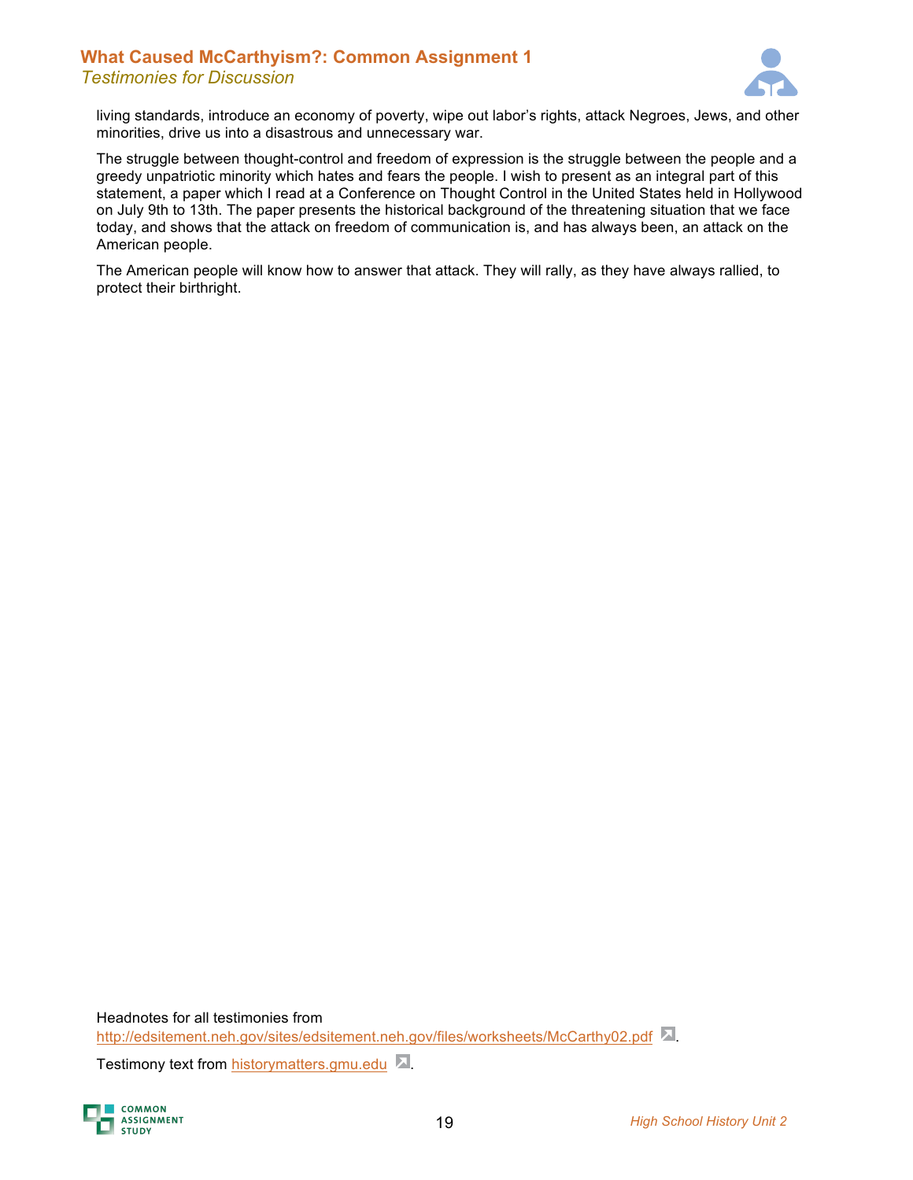living standards, introduce an economy of poverty, wipe out labor's rights, attack Negroes, Jews, and other minorities, drive us into a disastrous and unnecessary war.

The struggle between thought-control and freedom of expression is the struggle between the people and a greedy unpatriotic minority which hates and fears the people. I wish to present as an integral part of this statement, a paper which I read at a Conference on Thought Control in the United States held in Hollywood on July 9th to 13th. The paper presents the historical background of the threatening situation that we face today, and shows that the attack on freedom of communication is, and has always been, an attack on the American people.

The American people will know how to answer that attack. They will rally, as they have always rallied, to protect their birthright.

Headnotes for all testimonies from
http://edsitement.neh.gov/sites/edsitement.neh.gov/files/worksheets/McCarthy02.pdf.

Testimony text from historymatters.gmu.edu.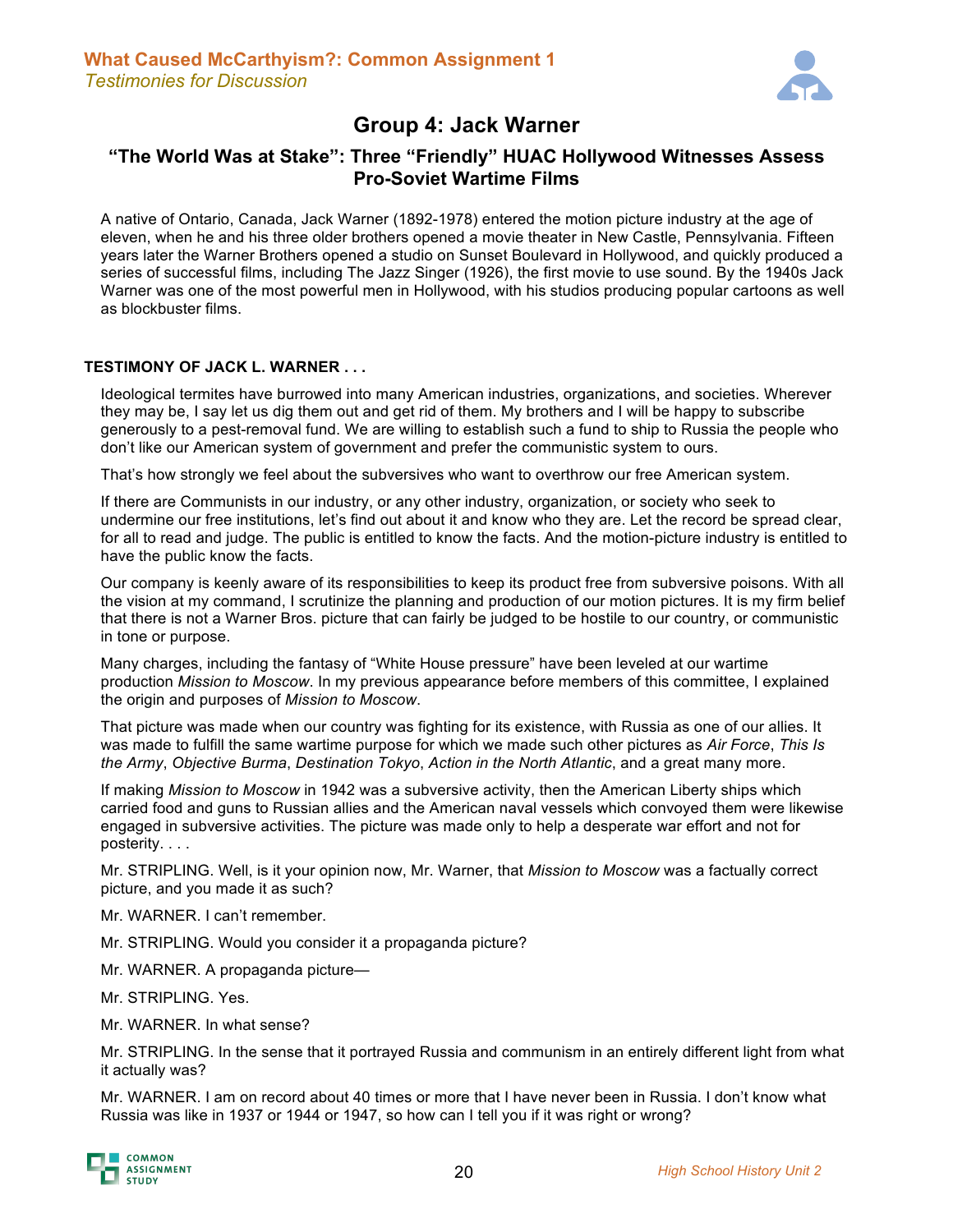## Group 4: Jack Warner

### "The World Was at Stake": Three "Friendly" HUAC Hollywood Witnesses Assess Pro-Soviet Wartime Films

A native of Ontario, Canada, Jack Warner (1892-1978) entered the motion picture industry at the age of eleven, when he and his three older brothers opened a movie theater in New Castle, Pennsylvania. Fifteen years later the Warner Brothers opened a studio on Sunset Boulevard in Hollywood, and quickly produced a series of successful films, including The Jazz Singer (1926), the first movie to use sound. By the 1940s Jack Warner was one of the most powerful men in Hollywood, with his studios producing popular cartoons as well as blockbuster films.

**TESTIMONY OF JACK L. WARNER . . .**

Ideological termites have burrowed into many American industries, organizations, and societies. Wherever they may be, I say let us dig them out and get rid of them. My brothers and I will be happy to subscribe generously to a pest-removal fund. We are willing to establish such a fund to ship to Russia the people who don't like our American system of government and prefer the communistic system to ours.

That's how strongly we feel about the subversives who want to overthrow our free American system.

If there are Communists in our industry, or any other industry, organization, or society who seek to undermine our free institutions, let's find out about it and know who they are. Let the record be spread clear, for all to read and judge. The public is entitled to know the facts. And the motion-picture industry is entitled to have the public know the facts.

Our company is keenly aware of its responsibilities to keep its product free from subversive poisons. With all the vision at my command, I scrutinize the planning and production of our motion pictures. It is my firm belief that there is not a Warner Bros. picture that can fairly be judged to be hostile to our country, or communistic in tone or purpose.

Many charges, including the fantasy of "White House pressure" have been leveled at our wartime production *Mission to Moscow*. In my previous appearance before members of this committee, I explained the origin and purposes of *Mission to Moscow*.

That picture was made when our country was fighting for its existence, with Russia as one of our allies. It was made to fulfill the same wartime purpose for which we made such other pictures as *Air Force*, *This Is the Army*, *Objective Burma*, *Destination Tokyo*, *Action in the North Atlantic*, and a great many more.

If making *Mission to Moscow* in 1942 was a subversive activity, then the American Liberty ships which carried food and guns to Russian allies and the American naval vessels which convoyed them were likewise engaged in subversive activities. The picture was made only to help a desperate war effort and not for posterity. . . .

Mr. STRIPLING. Well, is it your opinion now, Mr. Warner, that *Mission to Moscow* was a factually correct picture, and you made it as such?

Mr. WARNER. I can't remember.

Mr. STRIPLING. Would you consider it a propaganda picture?

Mr. WARNER. A propaganda picture—

Mr. STRIPLING. Yes.

Mr. WARNER. In what sense?

Mr. STRIPLING. In the sense that it portrayed Russia and communism in an entirely different light from what it actually was?

Mr. WARNER. I am on record about 40 times or more that I have never been in Russia. I don't know what Russia was like in 1937 or 1944 or 1947, so how can I tell you if it was right or wrong?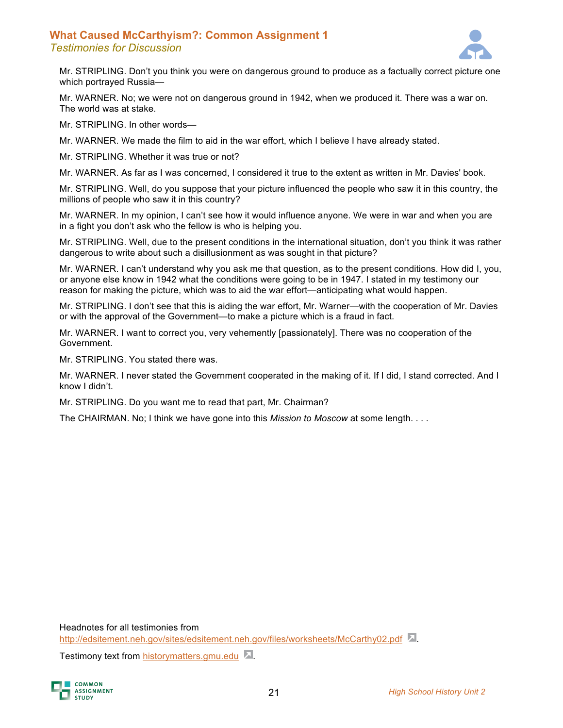Mr. STRIPLING. Don't you think you were on dangerous ground to produce as a factually correct picture one which portrayed Russia—

Mr. WARNER. No; we were not on dangerous ground in 1942, when we produced it. There was a war on. The world was at stake.

Mr. STRIPLING. In other words—

Mr. WARNER. We made the film to aid in the war effort, which I believe I have already stated.

Mr. STRIPLING. Whether it was true or not?

Mr. WARNER. As far as I was concerned, I considered it true to the extent as written in Mr. Davies' book.

Mr. STRIPLING. Well, do you suppose that your picture influenced the people who saw it in this country, the millions of people who saw it in this country?

Mr. WARNER. In my opinion, I can't see how it would influence anyone. We were in war and when you are in a fight you don't ask who the fellow is who is helping you.

Mr. STRIPLING. Well, due to the present conditions in the international situation, don't you think it was rather dangerous to write about such a disillusionment as was sought in that picture?

Mr. WARNER. I can't understand why you ask me that question, as to the present conditions. How did I, you, or anyone else know in 1942 what the conditions were going to be in 1947. I stated in my testimony our reason for making the picture, which was to aid the war effort—anticipating what would happen.

Mr. STRIPLING. I don't see that this is aiding the war effort, Mr. Warner—with the cooperation of Mr. Davies or with the approval of the Government—to make a picture which is a fraud in fact.

Mr. WARNER. I want to correct you, very vehemently [passionately]. There was no cooperation of the Government.

Mr. STRIPLING. You stated there was.

Mr. WARNER. I never stated the Government cooperated in the making of it. If I did, I stand corrected. And I know I didn't.

Mr. STRIPLING. Do you want me to read that part, Mr. Chairman?

The CHAIRMAN. No; I think we have gone into this *Mission to Moscow* at some length. . . .

Headnotes for all testimonies from http://edsitement.neh.gov/sites/edsitement.neh.gov/files/worksheets/McCarthy02.pdf.

Testimony text from historymatters.gmu.edu.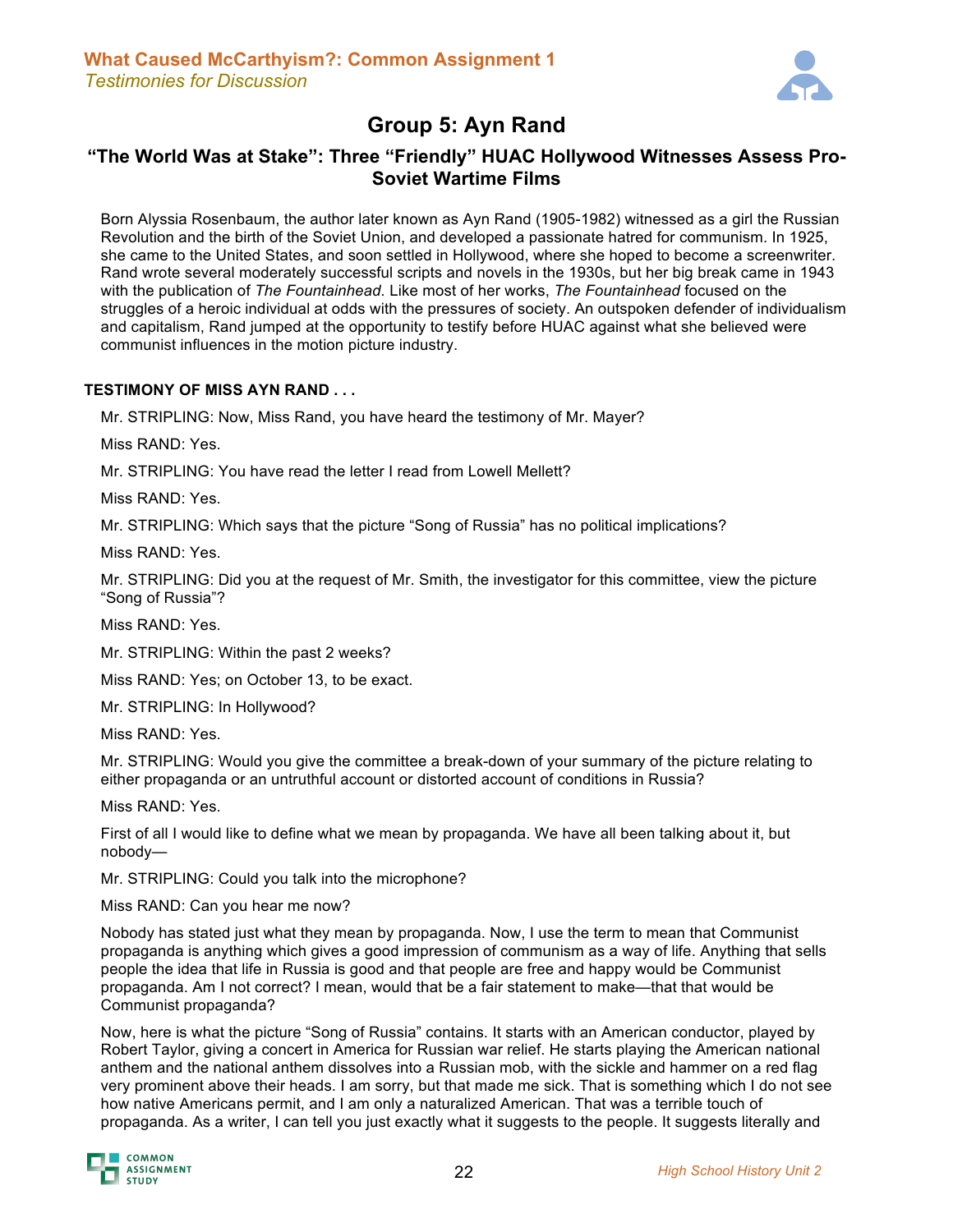## Group 5: Ayn Rand

### "The World Was at Stake": Three "Friendly" HUAC Hollywood Witnesses Assess Pro-Soviet Wartime Films

Born Alyssia Rosenbaum, the author later known as Ayn Rand (1905-1982) witnessed as a girl the Russian Revolution and the birth of the Soviet Union, and developed a passionate hatred for communism. In 1925, she came to the United States, and soon settled in Hollywood, where she hoped to become a screenwriter. Rand wrote several moderately successful scripts and novels in the 1930s, but her big break came in 1943 with the publication of *The Fountainhead*. Like most of her works, *The Fountainhead* focused on the struggles of a heroic individual at odds with the pressures of society. An outspoken defender of individualism and capitalism, Rand jumped at the opportunity to testify before HUAC against what she believed were communist influences in the motion picture industry.

**TESTIMONY OF MISS AYN RAND . . .**

Mr. STRIPLING: Now, Miss Rand, you have heard the testimony of Mr. Mayer?

Miss RAND: Yes.

Mr. STRIPLING: You have read the letter I read from Lowell Mellett?

Miss RAND: Yes.

Mr. STRIPLING: Which says that the picture "Song of Russia" has no political implications?

Miss RAND: Yes.

Mr. STRIPLING: Did you at the request of Mr. Smith, the investigator for this committee, view the picture "Song of Russia"?

Miss RAND: Yes.

Mr. STRIPLING: Within the past 2 weeks?

Miss RAND: Yes; on October 13, to be exact.

Mr. STRIPLING: In Hollywood?

Miss RAND: Yes.

Mr. STRIPLING: Would you give the committee a break-down of your summary of the picture relating to either propaganda or an untruthful account or distorted account of conditions in Russia?

Miss RAND: Yes.

First of all I would like to define what we mean by propaganda. We have all been talking about it, but nobody—

Mr. STRIPLING: Could you talk into the microphone?

Miss RAND: Can you hear me now?

Nobody has stated just what they mean by propaganda. Now, I use the term to mean that Communist propaganda is anything which gives a good impression of communism as a way of life. Anything that sells people the idea that life in Russia is good and that people are free and happy would be Communist propaganda. Am I not correct? I mean, would that be a fair statement to make—that that would be Communist propaganda?

Now, here is what the picture "Song of Russia" contains. It starts with an American conductor, played by Robert Taylor, giving a concert in America for Russian war relief. He starts playing the American national anthem and the national anthem dissolves into a Russian mob, with the sickle and hammer on a red flag very prominent above their heads. I am sorry, but that made me sick. That is something which I do not see how native Americans permit, and I am only a naturalized American. That was a terrible touch of propaganda. As a writer, I can tell you just exactly what it suggests to the people. It suggests literally and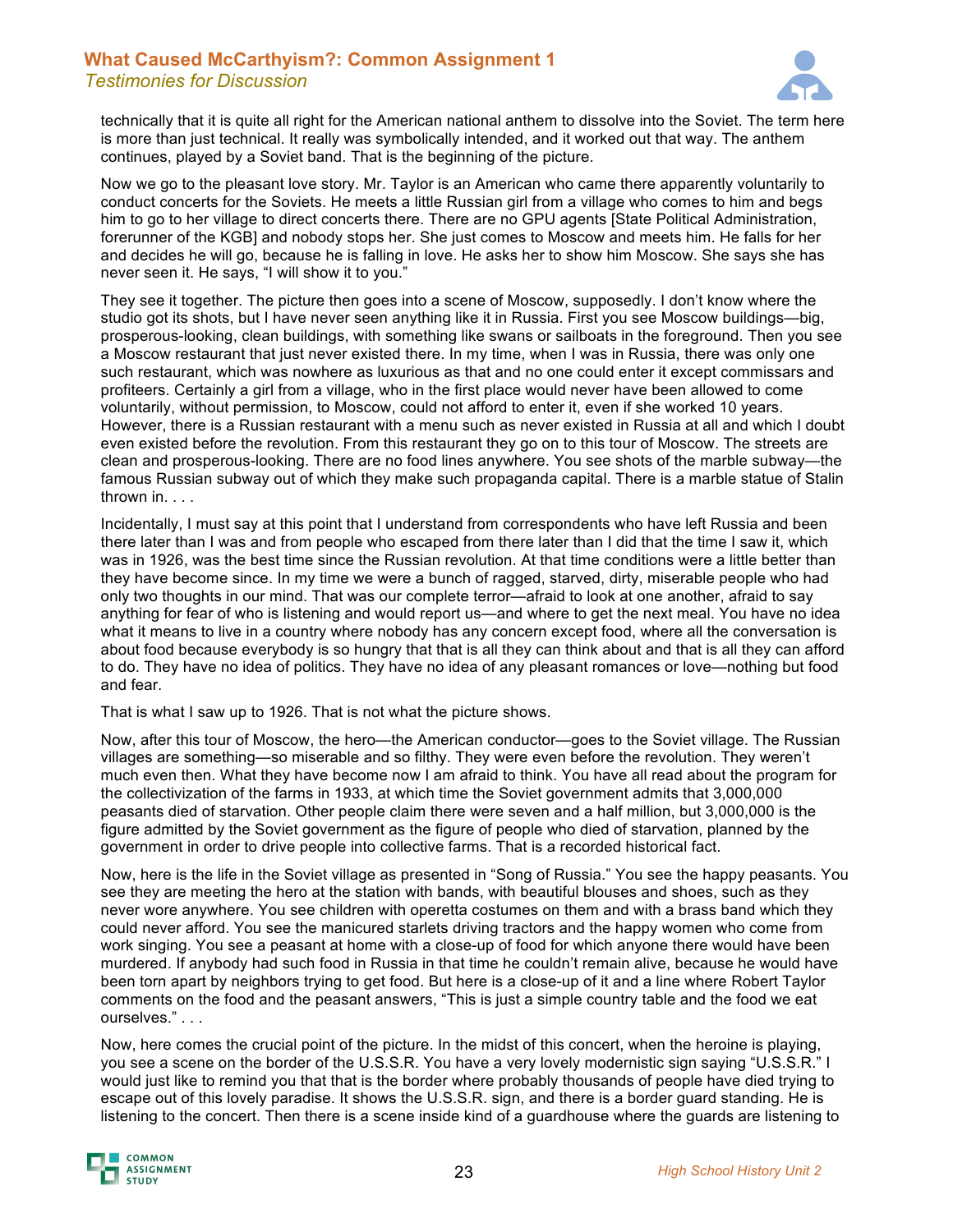technically that it is quite all right for the American national anthem to dissolve into the Soviet. The term here is more than just technical. It really was symbolically intended, and it worked out that way. The anthem continues, played by a Soviet band. That is the beginning of the picture.

Now we go to the pleasant love story. Mr. Taylor is an American who came there apparently voluntarily to conduct concerts for the Soviets. He meets a little Russian girl from a village who comes to him and begs him to go to her village to direct concerts there. There are no GPU agents [State Political Administration, forerunner of the KGB] and nobody stops her. She just comes to Moscow and meets him. He falls for her and decides he will go, because he is falling in love. He asks her to show him Moscow. She says she has never seen it. He says, "I will show it to you."

They see it together. The picture then goes into a scene of Moscow, supposedly. I don't know where the studio got its shots, but I have never seen anything like it in Russia. First you see Moscow buildings—big, prosperous-looking, clean buildings, with something like swans or sailboats in the foreground. Then you see a Moscow restaurant that just never existed there. In my time, when I was in Russia, there was only one such restaurant, which was nowhere as luxurious as that and no one could enter it except commissars and profiteers. Certainly a girl from a village, who in the first place would never have been allowed to come voluntarily, without permission, to Moscow, could not afford to enter it, even if she worked 10 years. However, there is a Russian restaurant with a menu such as never existed in Russia at all and which I doubt even existed before the revolution. From this restaurant they go on to this tour of Moscow. The streets are clean and prosperous-looking. There are no food lines anywhere. You see shots of the marble subway—the famous Russian subway out of which they make such propaganda capital. There is a marble statue of Stalin thrown in. . . .

Incidentally, I must say at this point that I understand from correspondents who have left Russia and been there later than I was and from people who escaped from there later than I did that the time I saw it, which was in 1926, was the best time since the Russian revolution. At that time conditions were a little better than they have become since. In my time we were a bunch of ragged, starved, dirty, miserable people who had only two thoughts in our mind. That was our complete terror—afraid to look at one another, afraid to say anything for fear of who is listening and would report us—and where to get the next meal. You have no idea what it means to live in a country where nobody has any concern except food, where all the conversation is about food because everybody is so hungry that that is all they can think about and that is all they can afford to do. They have no idea of politics. They have no idea of any pleasant romances or love—nothing but food and fear.

That is what I saw up to 1926. That is not what the picture shows.

Now, after this tour of Moscow, the hero—the American conductor—goes to the Soviet village. The Russian villages are something—so miserable and so filthy. They were even before the revolution. They weren't much even then. What they have become now I am afraid to think. You have all read about the program for the collectivization of the farms in 1933, at which time the Soviet government admits that 3,000,000 peasants died of starvation. Other people claim there were seven and a half million, but 3,000,000 is the figure admitted by the Soviet government as the figure of people who died of starvation, planned by the government in order to drive people into collective farms. That is a recorded historical fact.

Now, here is the life in the Soviet village as presented in "Song of Russia." You see the happy peasants. You see they are meeting the hero at the station with bands, with beautiful blouses and shoes, such as they never wore anywhere. You see children with operetta costumes on them and with a brass band which they could never afford. You see the manicured starlets driving tractors and the happy women who come from work singing. You see a peasant at home with a close-up of food for which anyone there would have been murdered. If anybody had such food in Russia in that time he couldn't remain alive, because he would have been torn apart by neighbors trying to get food. But here is a close-up of it and a line where Robert Taylor comments on the food and the peasant answers, "This is just a simple country table and the food we eat ourselves." . . .

Now, here comes the crucial point of the picture. In the midst of this concert, when the heroine is playing, you see a scene on the border of the U.S.S.R. You have a very lovely modernistic sign saying "U.S.S.R." I would just like to remind you that that is the border where probably thousands of people have died trying to escape out of this lovely paradise. It shows the U.S.S.R. sign, and there is a border guard standing. He is listening to the concert. Then there is a scene inside kind of a guardhouse where the guards are listening to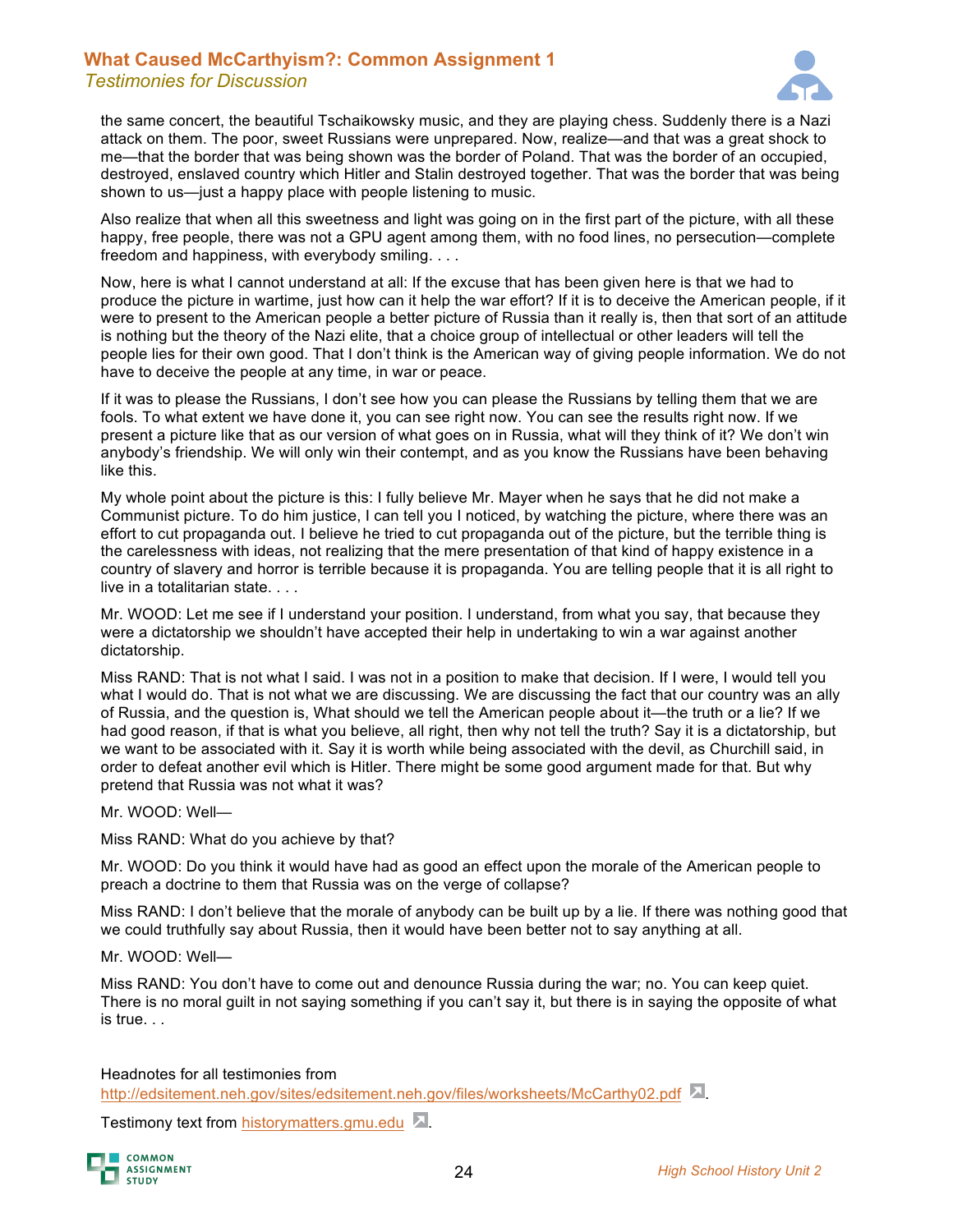the same concert, the beautiful Tschaikowsky music, and they are playing chess. Suddenly there is a Nazi attack on them. The poor, sweet Russians were unprepared. Now, realize—and that was a great shock to me—that the border that was being shown was the border of Poland. That was the border of an occupied, destroyed, enslaved country which Hitler and Stalin destroyed together. That was the border that was being shown to us—just a happy place with people listening to music.

Also realize that when all this sweetness and light was going on in the first part of the picture, with all these happy, free people, there was not a GPU agent among them, with no food lines, no persecution—complete freedom and happiness, with everybody smiling. . . .

Now, here is what I cannot understand at all: If the excuse that has been given here is that we had to produce the picture in wartime, just how can it help the war effort? If it is to deceive the American people, if it were to present to the American people a better picture of Russia than it really is, then that sort of an attitude is nothing but the theory of the Nazi elite, that a choice group of intellectual or other leaders will tell the people lies for their own good. That I don't think is the American way of giving people information. We do not have to deceive the people at any time, in war or peace.

If it was to please the Russians, I don't see how you can please the Russians by telling them that we are fools. To what extent we have done it, you can see right now. You can see the results right now. If we present a picture like that as our version of what goes on in Russia, what will they think of it? We don't win anybody's friendship. We will only win their contempt, and as you know the Russians have been behaving like this.

My whole point about the picture is this: I fully believe Mr. Mayer when he says that he did not make a Communist picture. To do him justice, I can tell you I noticed, by watching the picture, where there was an effort to cut propaganda out. I believe he tried to cut propaganda out of the picture, but the terrible thing is the carelessness with ideas, not realizing that the mere presentation of that kind of happy existence in a country of slavery and horror is terrible because it is propaganda. You are telling people that it is all right to live in a totalitarian state. . . .

Mr. WOOD: Let me see if I understand your position. I understand, from what you say, that because they were a dictatorship we shouldn't have accepted their help in undertaking to win a war against another dictatorship.

Miss RAND: That is not what I said. I was not in a position to make that decision. If I were, I would tell you what I would do. That is not what we are discussing. We are discussing the fact that our country was an ally of Russia, and the question is, What should we tell the American people about it—the truth or a lie? If we had good reason, if that is what you believe, all right, then why not tell the truth? Say it is a dictatorship, but we want to be associated with it. Say it is worth while being associated with the devil, as Churchill said, in order to defeat another evil which is Hitler. There might be some good argument made for that. But why pretend that Russia was not what it was?

Mr. WOOD: Well—

Miss RAND: What do you achieve by that?

Mr. WOOD: Do you think it would have had as good an effect upon the morale of the American people to preach a doctrine to them that Russia was on the verge of collapse?

Miss RAND: I don't believe that the morale of anybody can be built up by a lie. If there was nothing good that we could truthfully say about Russia, then it would have been better not to say anything at all.

Mr. WOOD: Well—

Miss RAND: You don't have to come out and denounce Russia during the war; no. You can keep quiet. There is no moral guilt in not saying something if you can't say it, but there is in saying the opposite of what is true. . .

Headnotes for all testimonies from http://edsitement.neh.gov/sites/edsitement.neh.gov/files/worksheets/McCarthy02.pdf.

Testimony text from historymatters.gmu.edu.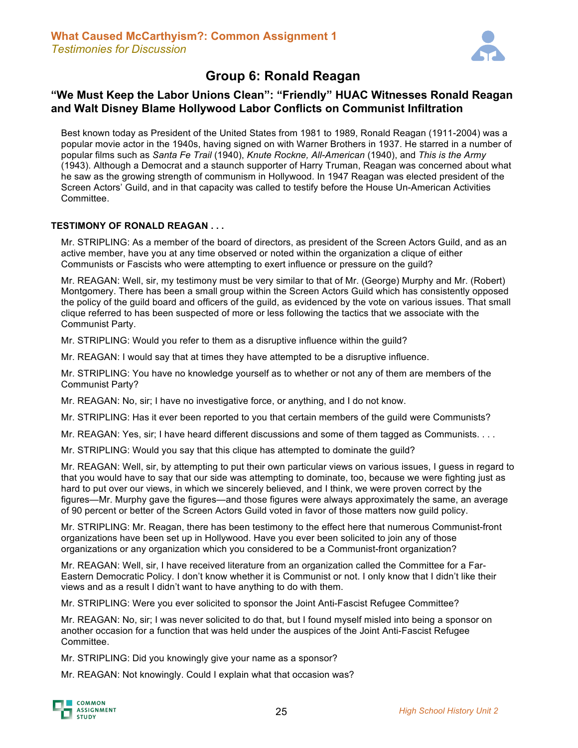## Group 6: Ronald Reagan

### "We Must Keep the Labor Unions Clean": "Friendly" HUAC Witnesses Ronald Reagan and Walt Disney Blame Hollywood Labor Conflicts on Communist Infiltration

Best known today as President of the United States from 1981 to 1989, Ronald Reagan (1911-2004) was a popular movie actor in the 1940s, having signed on with Warner Brothers in 1937. He starred in a number of popular films such as *Santa Fe Trail* (1940), *Knute Rockne, All-American* (1940), and *This is the Army* (1943). Although a Democrat and a staunch supporter of Harry Truman, Reagan was concerned about what he saw as the growing strength of communism in Hollywood. In 1947 Reagan was elected president of the Screen Actors' Guild, and in that capacity was called to testify before the House Un-American Activities Committee.

**TESTIMONY OF RONALD REAGAN . . .**

Mr. STRIPLING: As a member of the board of directors, as president of the Screen Actors Guild, and as an active member, have you at any time observed or noted within the organization a clique of either Communists or Fascists who were attempting to exert influence or pressure on the guild?

Mr. REAGAN: Well, sir, my testimony must be very similar to that of Mr. (George) Murphy and Mr. (Robert) Montgomery. There has been a small group within the Screen Actors Guild which has consistently opposed the policy of the guild board and officers of the guild, as evidenced by the vote on various issues. That small clique referred to has been suspected of more or less following the tactics that we associate with the Communist Party.

Mr. STRIPLING: Would you refer to them as a disruptive influence within the guild?

Mr. REAGAN: I would say that at times they have attempted to be a disruptive influence.

Mr. STRIPLING: You have no knowledge yourself as to whether or not any of them are members of the Communist Party?

Mr. REAGAN: No, sir; I have no investigative force, or anything, and I do not know.

Mr. STRIPLING: Has it ever been reported to you that certain members of the guild were Communists?

Mr. REAGAN: Yes, sir; I have heard different discussions and some of them tagged as Communists. . . .

Mr. STRIPLING: Would you say that this clique has attempted to dominate the guild?

Mr. REAGAN: Well, sir, by attempting to put their own particular views on various issues, I guess in regard to that you would have to say that our side was attempting to dominate, too, because we were fighting just as hard to put over our views, in which we sincerely believed, and I think, we were proven correct by the figures—Mr. Murphy gave the figures—and those figures were always approximately the same, an average of 90 percent or better of the Screen Actors Guild voted in favor of those matters now guild policy.

Mr. STRIPLING: Mr. Reagan, there has been testimony to the effect here that numerous Communist-front organizations have been set up in Hollywood. Have you ever been solicited to join any of those organizations or any organization which you considered to be a Communist-front organization?

Mr. REAGAN: Well, sir, I have received literature from an organization called the Committee for a Far-Eastern Democratic Policy. I don't know whether it is Communist or not. I only know that I didn't like their views and as a result I didn't want to have anything to do with them.

Mr. STRIPLING: Were you ever solicited to sponsor the Joint Anti-Fascist Refugee Committee?

Mr. REAGAN: No, sir; I was never solicited to do that, but I found myself misled into being a sponsor on another occasion for a function that was held under the auspices of the Joint Anti-Fascist Refugee Committee.

Mr. STRIPLING: Did you knowingly give your name as a sponsor?

Mr. REAGAN: Not knowingly. Could I explain what that occasion was?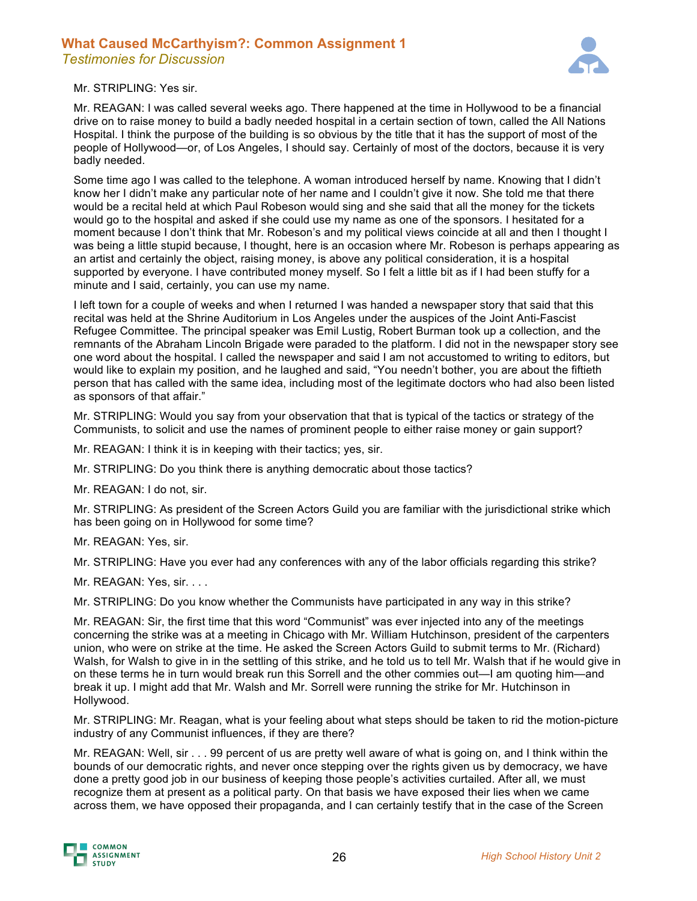Mr. STRIPLING: Yes sir.

Mr. REAGAN: I was called several weeks ago. There happened at the time in Hollywood to be a financial drive on to raise money to build a badly needed hospital in a certain section of town, called the All Nations Hospital. I think the purpose of the building is so obvious by the title that it has the support of most of the people of Hollywood—or, of Los Angeles, I should say. Certainly of most of the doctors, because it is very badly needed.

Some time ago I was called to the telephone. A woman introduced herself by name. Knowing that I didn't know her I didn't make any particular note of her name and I couldn't give it now. She told me that there would be a recital held at which Paul Robeson would sing and she said that all the money for the tickets would go to the hospital and asked if she could use my name as one of the sponsors. I hesitated for a moment because I don't think that Mr. Robeson's and my political views coincide at all and then I thought I was being a little stupid because, I thought, here is an occasion where Mr. Robeson is perhaps appearing as an artist and certainly the object, raising money, is above any political consideration, it is a hospital supported by everyone. I have contributed money myself. So I felt a little bit as if I had been stuffy for a minute and I said, certainly, you can use my name.

I left town for a couple of weeks and when I returned I was handed a newspaper story that said that this recital was held at the Shrine Auditorium in Los Angeles under the auspices of the Joint Anti-Fascist Refugee Committee. The principal speaker was Emil Lustig, Robert Burman took up a collection, and the remnants of the Abraham Lincoln Brigade were paraded to the platform. I did not in the newspaper story see one word about the hospital. I called the newspaper and said I am not accustomed to writing to editors, but would like to explain my position, and he laughed and said, "You needn't bother, you are about the fiftieth person that has called with the same idea, including most of the legitimate doctors who had also been listed as sponsors of that affair."

Mr. STRIPLING: Would you say from your observation that that is typical of the tactics or strategy of the Communists, to solicit and use the names of prominent people to either raise money or gain support?

Mr. REAGAN: I think it is in keeping with their tactics; yes, sir.

Mr. STRIPLING: Do you think there is anything democratic about those tactics?

Mr. REAGAN: I do not, sir.

Mr. STRIPLING: As president of the Screen Actors Guild you are familiar with the jurisdictional strike which has been going on in Hollywood for some time?

Mr. REAGAN: Yes, sir.

Mr. STRIPLING: Have you ever had any conferences with any of the labor officials regarding this strike?

Mr. REAGAN: Yes, sir. . . .

Mr. STRIPLING: Do you know whether the Communists have participated in any way in this strike?

Mr. REAGAN: Sir, the first time that this word "Communist" was ever injected into any of the meetings concerning the strike was at a meeting in Chicago with Mr. William Hutchinson, president of the carpenters union, who were on strike at the time. He asked the Screen Actors Guild to submit terms to Mr. (Richard) Walsh, for Walsh to give in in the settling of this strike, and he told us to tell Mr. Walsh that if he would give in on these terms he in turn would break run this Sorrell and the other commies out—I am quoting him—and break it up. I might add that Mr. Walsh and Mr. Sorrell were running the strike for Mr. Hutchinson in Hollywood.

Mr. STRIPLING: Mr. Reagan, what is your feeling about what steps should be taken to rid the motion-picture industry of any Communist influences, if they are there?

Mr. REAGAN: Well, sir . . . 99 percent of us are pretty well aware of what is going on, and I think within the bounds of our democratic rights, and never once stepping over the rights given us by democracy, we have done a pretty good job in our business of keeping those people's activities curtailed. After all, we must recognize them at present as a political party. On that basis we have exposed their lies when we came across them, we have opposed their propaganda, and I can certainly testify that in the case of the Screen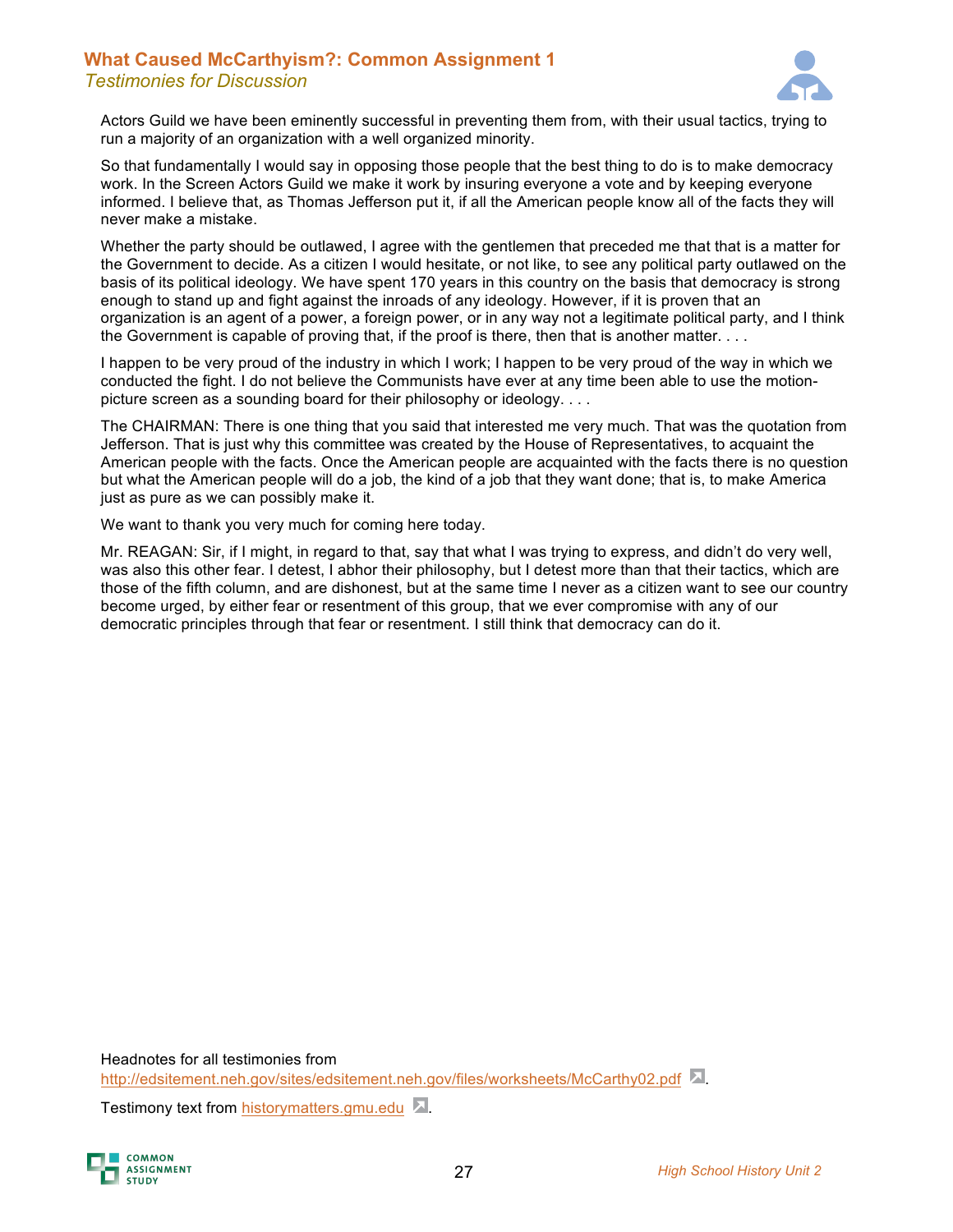Actors Guild we have been eminently successful in preventing them from, with their usual tactics, trying to run a majority of an organization with a well organized minority.

So that fundamentally I would say in opposing those people that the best thing to do is to make democracy work. In the Screen Actors Guild we make it work by insuring everyone a vote and by keeping everyone informed. I believe that, as Thomas Jefferson put it, if all the American people know all of the facts they will never make a mistake.

Whether the party should be outlawed, I agree with the gentlemen that preceded me that that is a matter for the Government to decide. As a citizen I would hesitate, or not like, to see any political party outlawed on the basis of its political ideology. We have spent 170 years in this country on the basis that democracy is strong enough to stand up and fight against the inroads of any ideology. However, if it is proven that an organization is an agent of a power, a foreign power, or in any way not a legitimate political party, and I think the Government is capable of proving that, if the proof is there, then that is another matter. . . .

I happen to be very proud of the industry in which I work; I happen to be very proud of the way in which we conducted the fight. I do not believe the Communists have ever at any time been able to use the motion-picture screen as a sounding board for their philosophy or ideology. . . .

The CHAIRMAN: There is one thing that you said that interested me very much. That was the quotation from Jefferson. That is just why this committee was created by the House of Representatives, to acquaint the American people with the facts. Once the American people are acquainted with the facts there is no question but what the American people will do a job, the kind of a job that they want done; that is, to make America just as pure as we can possibly make it.

We want to thank you very much for coming here today.

Mr. REAGAN: Sir, if I might, in regard to that, say that what I was trying to express, and didn't do very well, was also this other fear. I detest, I abhor their philosophy, but I detest more than that their tactics, which are those of the fifth column, and are dishonest, but at the same time I never as a citizen want to see our country become urged, by either fear or resentment of this group, that we ever compromise with any of our democratic principles through that fear or resentment. I still think that democracy can do it.

Headnotes for all testimonies from http://edsitement.neh.gov/sites/edsitement.neh.gov/files/worksheets/McCarthy02.pdf.

Testimony text from historymatters.gmu.edu.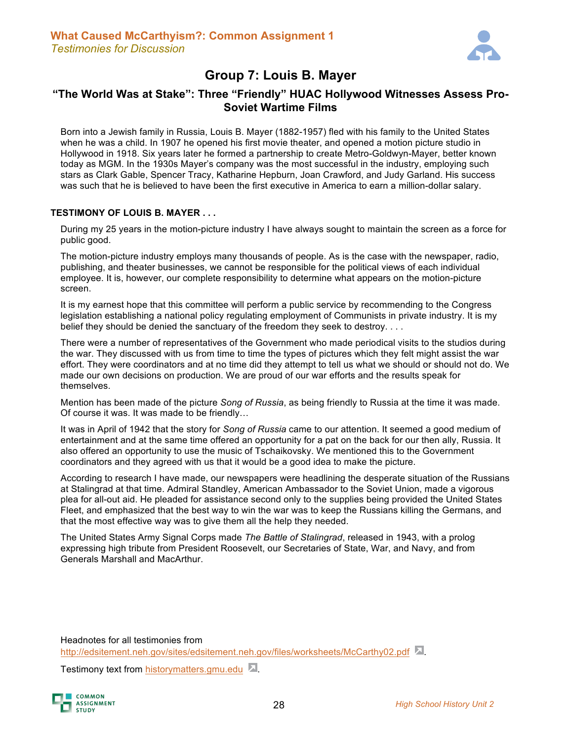## Group 7: Louis B. Mayer

### "The World Was at Stake": Three "Friendly" HUAC Hollywood Witnesses Assess Pro-Soviet Wartime Films

Born into a Jewish family in Russia, Louis B. Mayer (1882-1957) fled with his family to the United States when he was a child. In 1907 he opened his first movie theater, and opened a motion picture studio in Hollywood in 1918. Six years later he formed a partnership to create Metro-Goldwyn-Mayer, better known today as MGM. In the 1930s Mayer's company was the most successful in the industry, employing such stars as Clark Gable, Spencer Tracy, Katharine Hepburn, Joan Crawford, and Judy Garland. His success was such that he is believed to have been the first executive in America to earn a million-dollar salary.

**TESTIMONY OF LOUIS B. MAYER . . .**

During my 25 years in the motion-picture industry I have always sought to maintain the screen as a force for public good.

The motion-picture industry employs many thousands of people. As is the case with the newspaper, radio, publishing, and theater businesses, we cannot be responsible for the political views of each individual employee. It is, however, our complete responsibility to determine what appears on the motion-picture screen.

It is my earnest hope that this committee will perform a public service by recommending to the Congress legislation establishing a national policy regulating employment of Communists in private industry. It is my belief they should be denied the sanctuary of the freedom they seek to destroy. . . .

There were a number of representatives of the Government who made periodical visits to the studios during the war. They discussed with us from time to time the types of pictures which they felt might assist the war effort. They were coordinators and at no time did they attempt to tell us what we should or should not do. We made our own decisions on production. We are proud of our war efforts and the results speak for themselves.

Mention has been made of the picture *Song of Russia*, as being friendly to Russia at the time it was made. Of course it was. It was made to be friendly…

It was in April of 1942 that the story for *Song of Russia* came to our attention. It seemed a good medium of entertainment and at the same time offered an opportunity for a pat on the back for our then ally, Russia. It also offered an opportunity to use the music of Tschaikovsky. We mentioned this to the Government coordinators and they agreed with us that it would be a good idea to make the picture.

According to research I have made, our newspapers were headlining the desperate situation of the Russians at Stalingrad at that time. Admiral Standley, American Ambassador to the Soviet Union, made a vigorous plea for all-out aid. He pleaded for assistance second only to the supplies being provided the United States Fleet, and emphasized that the best way to win the war was to keep the Russians killing the Germans, and that the most effective way was to give them all the help they needed.

The United States Army Signal Corps made *The Battle of Stalingrad*, released in 1943, with a prolog expressing high tribute from President Roosevelt, our Secretaries of State, War, and Navy, and from Generals Marshall and MacArthur.

Headnotes for all testimonies from http://edsitement.neh.gov/sites/edsitement.neh.gov/files/worksheets/McCarthy02.pdf.

Testimony text from historymatters.gmu.edu.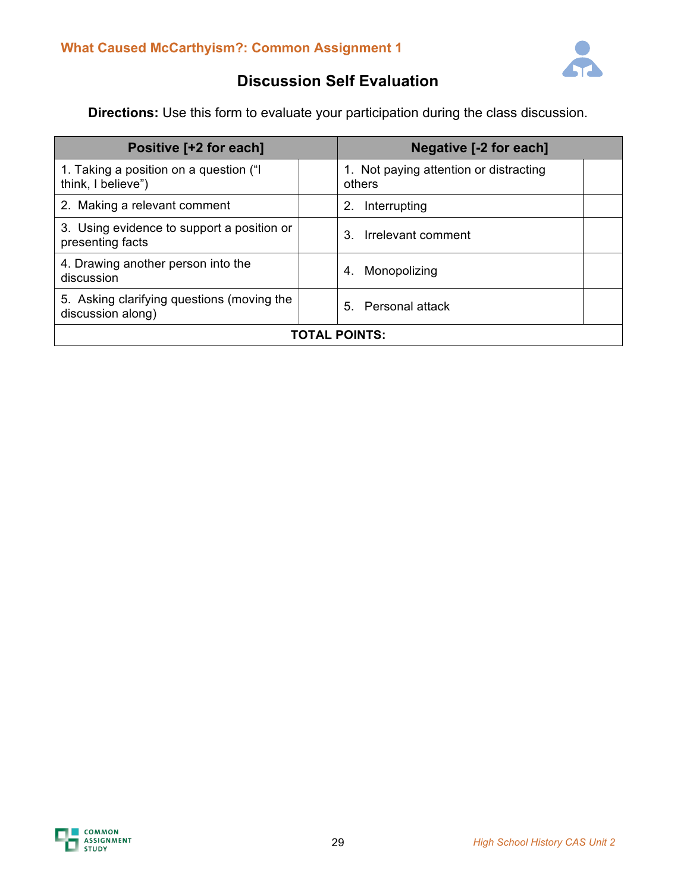What Caused McCarthyism?: Common Assignment 1

# Discussion Self Evaluation

**Directions:** Use this form to evaluate your participation during the class discussion.

| Positive [+2 for each] | | Negative [-2 for each] | |
|---|---|---|---|
| 1. Taking a position on a question ("I think, I believe") | | 1. Not paying attention or distracting others | |
| 2. Making a relevant comment | | 2. Interrupting | |
| 3. Using evidence to support a position or presenting facts | | 3. Irrelevant comment | |
| 4. Drawing another person into the discussion | | 4. Monopolizing | |
| 5. Asking clarifying questions (moving the discussion along) | | 5. Personal attack | |
| **TOTAL POINTS:** | | | |